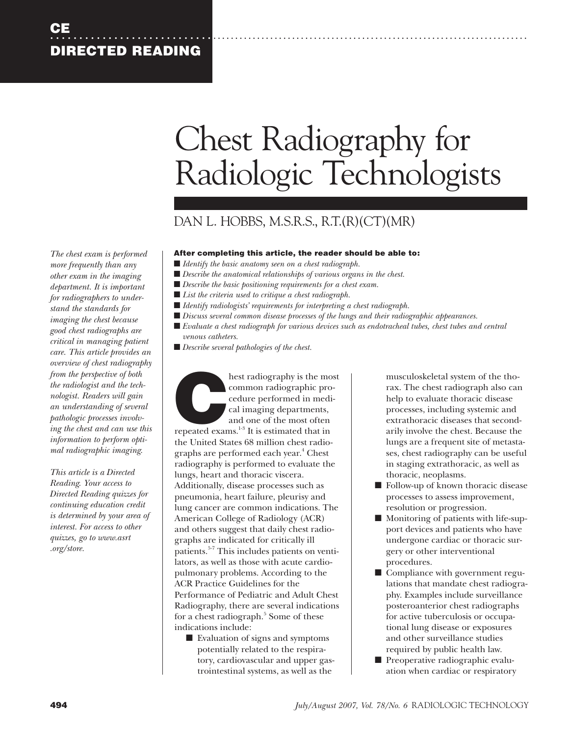**CE**

**DIRECTED READING**

# Chest Radiography for Radiologic Technologists

DAN L. HOBBS, M.S.R.S., R.T.(R)(CT)(MR)

*The chest exam is performed more frequently than any other exam in the imaging department. It is important for radiographers to understand the standards for imaging the chest because good chest radiographs are critical in managing patient care. This article provides an overview of chest radiography from the perspective of both the radiologist and the technologist. Readers will gain an understanding of several pathologic processes involving the chest and can use this information to perform optimal radiographic imaging.*

*This article is a Directed Reading. Your access to Directed Reading quizzes for continuing education credit is determined by your area of interest. For access to other quizzes, go to www.asrt .org/store.*

**After completing this article, the reader should be able to:**

- *Identify the basic anatomy seen on a chest radiograph.*
- *Describe the anatomical relationships of various organs in the chest.*
- *Describe the basic positioning requirements for a chest exam.*
- *List the criteria used to critique a chest radiograph.*
- *Identify radiologists' requirements for interpreting a chest radiograph.*
- *Discuss several common disease processes of the lungs and their radiographic appearances.*
- *Evaluate a chest radiograph for various devices such as endotracheal tubes, chest tubes and central venous catheters.*
- *Describe several pathologies of the chest.*

Chest radiography is the most common radiographic procedure performed in medical imaging departments, and one of the most often repeated exams.[1-3] It is estimated that in the United States 68 million chest radiographs are performed each year.[4] Chest radiography is performed to evaluate the lungs, heart and thoracic viscera. Additionally, disease processes such as pneumonia, heart failure, pleurisy and lung cancer are common indications. The American College of Radiology (ACR) and others suggest that daily chest radiographs are indicated for critically ill patients.[5-7] This includes patients on ventilators, as well as those with acute cardiopulmonary problems. According to the ACR Practice Guidelines for the Performance of Pediatric and Adult Chest Radiography, there are several indications for a chest radiograph.[5] Some of these indications include:

- Evaluation of signs and symptoms potentially related to the respiratory, cardiovascular and upper gastrointestinal systems, as well as the musculoskeletal system of the thorax. The chest radiograph also can help to evaluate thoracic disease processes, including systemic and extrathoracic diseases that secondarily involve the chest. Because the lungs are a frequent site of metastases, chest radiography can be useful in staging extrathoracic, as well as thoracic, neoplasms.
- Follow-up of known thoracic disease processes to assess improvement, resolution or progression.
- Monitoring of patients with life-support devices and patients who have undergone cardiac or thoracic surgery or other interventional procedures.
- Compliance with government regulations that mandate chest radiography. Examples include surveillance posteroanterior chest radiographs for active tuberculosis or occupational lung disease or exposures and other surveillance studies required by public health law.
- Preoperative radiographic evaluation when cardiac or respiratory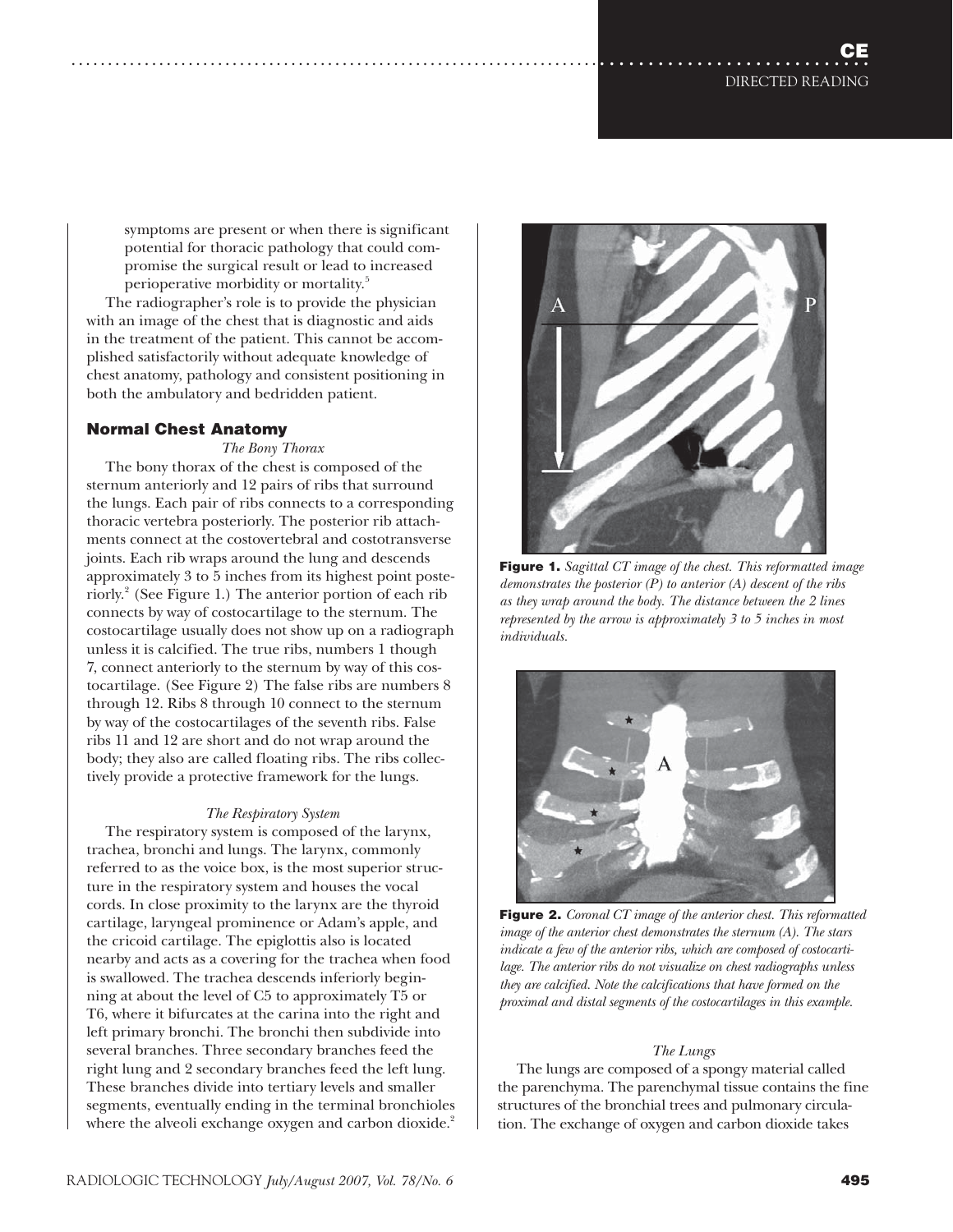symptoms are present or when there is significant potential for thoracic pathology that could compromise the surgical result or lead to increased perioperative morbidity or mortality.[5]

The radiographer's role is to provide the physician with an image of the chest that is diagnostic and aids in the treatment of the patient. This cannot be accomplished satisfactorily without adequate knowledge of chest anatomy, pathology and consistent positioning in both the ambulatory and bedridden patient.

## Normal Chest Anatomy

### *The Bony Thorax*

The bony thorax of the chest is composed of the sternum anteriorly and 12 pairs of ribs that surround the lungs. Each pair of ribs connects to a corresponding thoracic vertebra posteriorly. The posterior rib attachments connect at the costovertebral and costotransverse joints. Each rib wraps around the lung and descends approximately 3 to 5 inches from its highest point posteriorly.[2] (See Figure 1.) The anterior portion of each rib connects by way of costocartilage to the sternum. The costocartilage usually does not show up on a radiograph unless it is calcified. The true ribs, numbers 1 though 7, connect anteriorly to the sternum by way of this costocartilage. (See Figure 2) The false ribs are numbers 8 through 12. Ribs 8 through 10 connect to the sternum by way of the costocartilages of the seventh ribs. False ribs 11 and 12 are short and do not wrap around the body; they also are called floating ribs. The ribs collectively provide a protective framework for the lungs.

**Figure 1.** *Sagittal CT image of the chest. This reformatted image demonstrates the posterior (P) to anterior (A) descent of the ribs as they wrap around the body. The distance between the 2 lines represented by the arrow is approximately 3 to 5 inches in most individuals.*

**Figure 2.** *Coronal CT image of the anterior chest. This reformatted image of the anterior chest demonstrates the sternum (A). The stars indicate a few of the anterior ribs, which are composed of costocartilage. The anterior ribs do not visualize on chest radiographs unless they are calcified. Note the calcifications that have formed on the proximal and distal segments of the costocartilages in this example.*

### *The Respiratory System*

The respiratory system is composed of the larynx, trachea, bronchi and lungs. The larynx, commonly referred to as the voice box, is the most superior structure in the respiratory system and houses the vocal cords. In close proximity to the larynx are the thyroid cartilage, laryngeal prominence or Adam's apple, and the cricoid cartilage. The epiglottis also is located nearby and acts as a covering for the trachea when food is swallowed. The trachea descends inferiorly beginning at about the level of C5 to approximately T5 or T6, where it bifurcates at the carina into the right and left primary bronchi. The bronchi then subdivide into several branches. Three secondary branches feed the right lung and 2 secondary branches feed the left lung. These branches divide into tertiary levels and smaller segments, eventually ending in the terminal bronchioles where the alveoli exchange oxygen and carbon dioxide.[2]

### *The Lungs*

The lungs are composed of a spongy material called the parenchyma. The parenchymal tissue contains the fine structures of the bronchial trees and pulmonary circulation. The exchange of oxygen and carbon dioxide takes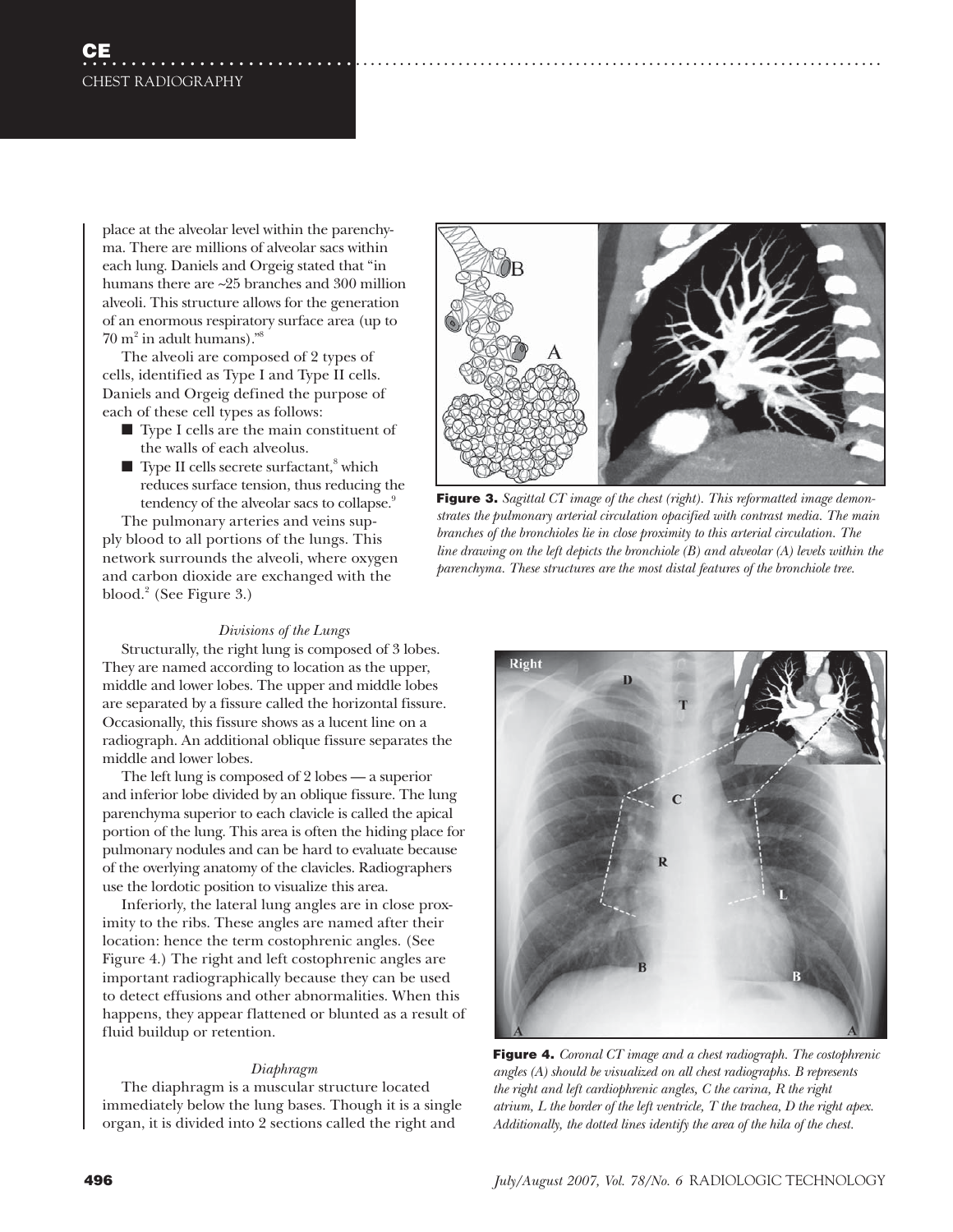place at the alveolar level within the parenchyma. There are millions of alveolar sacs within each lung. Daniels and Orgeig stated that "in humans there are ~25 branches and 300 million alveoli. This structure allows for the generation of an enormous respiratory surface area (up to 70 $m^2$ in adult humans)."[8]

The alveoli are composed of 2 types of cells, identified as Type I and Type II cells. Daniels and Orgeig defined the purpose of each of these cell types as follows:

- Type I cells are the main constituent of the walls of each alveolus.
- Type II cells secrete surfactant,[8] which reduces surface tension, thus reducing the tendency of the alveolar sacs to collapse.[9]

The pulmonary arteries and veins supply blood to all portions of the lungs. This network surrounds the alveoli, where oxygen and carbon dioxide are exchanged with the blood.[2] (See Figure 3.)

**Figure 3.** *Sagittal CT image of the chest (right). This reformatted image demonstrates the pulmonary arterial circulation opacified with contrast media. The main branches of the bronchioles lie in close proximity to this arterial circulation. The line drawing on the left depicts the bronchiole (B) and alveolar (A) levels within the parenchyma. These structures are the most distal features of the bronchiole tree.*

### *Divisions of the Lungs*

Structurally, the right lung is composed of 3 lobes. They are named according to location as the upper, middle and lower lobes. The upper and middle lobes are separated by a fissure called the horizontal fissure. Occasionally, this fissure shows as a lucent line on a radiograph. An additional oblique fissure separates the middle and lower lobes.

The left lung is composed of 2 lobes — a superior and inferior lobe divided by an oblique fissure. The lung parenchyma superior to each clavicle is called the apical portion of the lung. This area is often the hiding place for pulmonary nodules and can be hard to evaluate because of the overlying anatomy of the clavicles. Radiographers use the lordotic position to visualize this area.

Inferiorly, the lateral lung angles are in close proximity to the ribs. These angles are named after their location: hence the term costophrenic angles. (See Figure 4.) The right and left costophrenic angles are important radiographically because they can be used to detect effusions and other abnormalities. When this happens, they appear flattened or blunted as a result of fluid buildup or retention.

**Figure 4.** *Coronal CT image and a chest radiograph. The costophrenic angles (A) should be visualized on all chest radiographs. B represents the right and left cardiophrenic angles, C the carina, R the right atrium, L the border of the left ventricle, T the trachea, D the right apex. Additionally, the dotted lines identify the area of the hila of the chest.*

### *Diaphragm*

The diaphragm is a muscular structure located immediately below the lung bases. Though it is a single organ, it is divided into 2 sections called the right and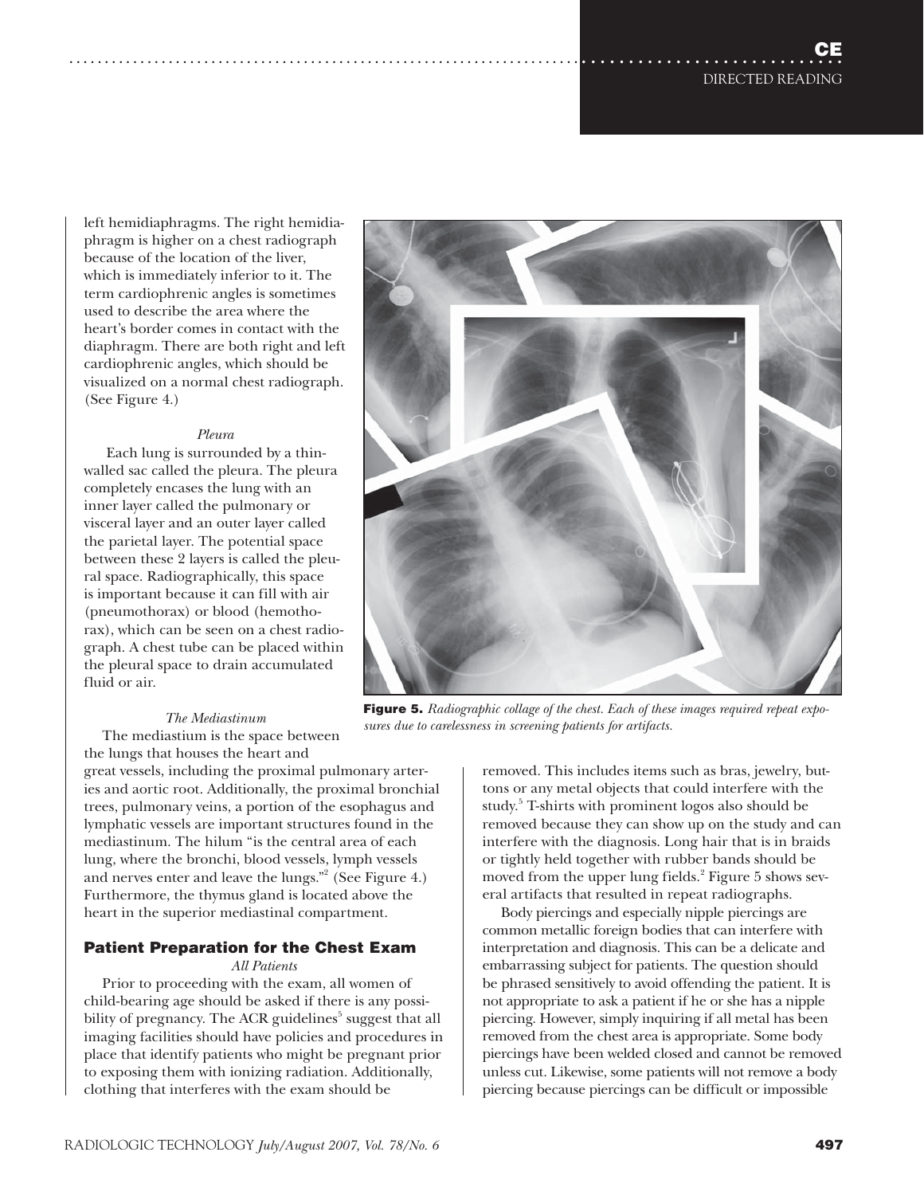left hemidiaphragms. The right hemidiaphragm is higher on a chest radiograph because of the location of the liver, which is immediately inferior to it. The term cardiophrenic angles is sometimes used to describe the area where the heart's border comes in contact with the diaphragm. There are both right and left cardiophrenic angles, which should be visualized on a normal chest radiograph. (See Figure 4.)

*Pleura*

Each lung is surrounded by a thin-walled sac called the pleura. The pleura completely encases the lung with an inner layer called the pulmonary or visceral layer and an outer layer called the parietal layer. The potential space between these 2 layers is called the pleural space. Radiographically, this space is important because it can fill with air (pneumothorax) or blood (hemothorax), which can be seen on a chest radiograph. A chest tube can be placed within the pleural space to drain accumulated fluid or air.

*The Mediastinum*

The mediastium is the space between the lungs that houses the heart and great vessels, including the proximal pulmonary arteries and aortic root. Additionally, the proximal bronchial trees, pulmonary veins, a portion of the esophagus and lymphatic vessels are important structures found in the mediastinum. The hilum "is the central area of each lung, where the bronchi, blood vessels, lymph vessels and nerves enter and leave the lungs."[2] (See Figure 4.) Furthermore, the thymus gland is located above the heart in the superior mediastinal compartment.

**Figure 5.** *Radiographic collage of the chest. Each of these images required repeat exposures due to carelessness in screening patients for artifacts.*

## Patient Preparation for the Chest Exam

*All Patients*

Prior to proceeding with the exam, all women of child-bearing age should be asked if there is any possibility of pregnancy. The ACR guidelines[5] suggest that all imaging facilities should have policies and procedures in place that identify patients who might be pregnant prior to exposing them with ionizing radiation. Additionally, clothing that interferes with the exam should be removed. This includes items such as bras, jewelry, buttons or any metal objects that could interfere with the study.[5] T-shirts with prominent logos also should be removed because they can show up on the study and can interfere with the diagnosis. Long hair that is in braids or tightly held together with rubber bands should be moved from the upper lung fields.[2] Figure 5 shows several artifacts that resulted in repeat radiographs.

Body piercings and especially nipple piercings are common metallic foreign bodies that can interfere with interpretation and diagnosis. This can be a delicate and embarrassing subject for patients. The question should be phrased sensitively to avoid offending the patient. It is not appropriate to ask a patient if he or she has a nipple piercing. However, simply inquiring if all metal has been removed from the chest area is appropriate. Some body piercings have been welded closed and cannot be removed unless cut. Likewise, some patients will not remove a body piercing because piercings can be difficult or impossible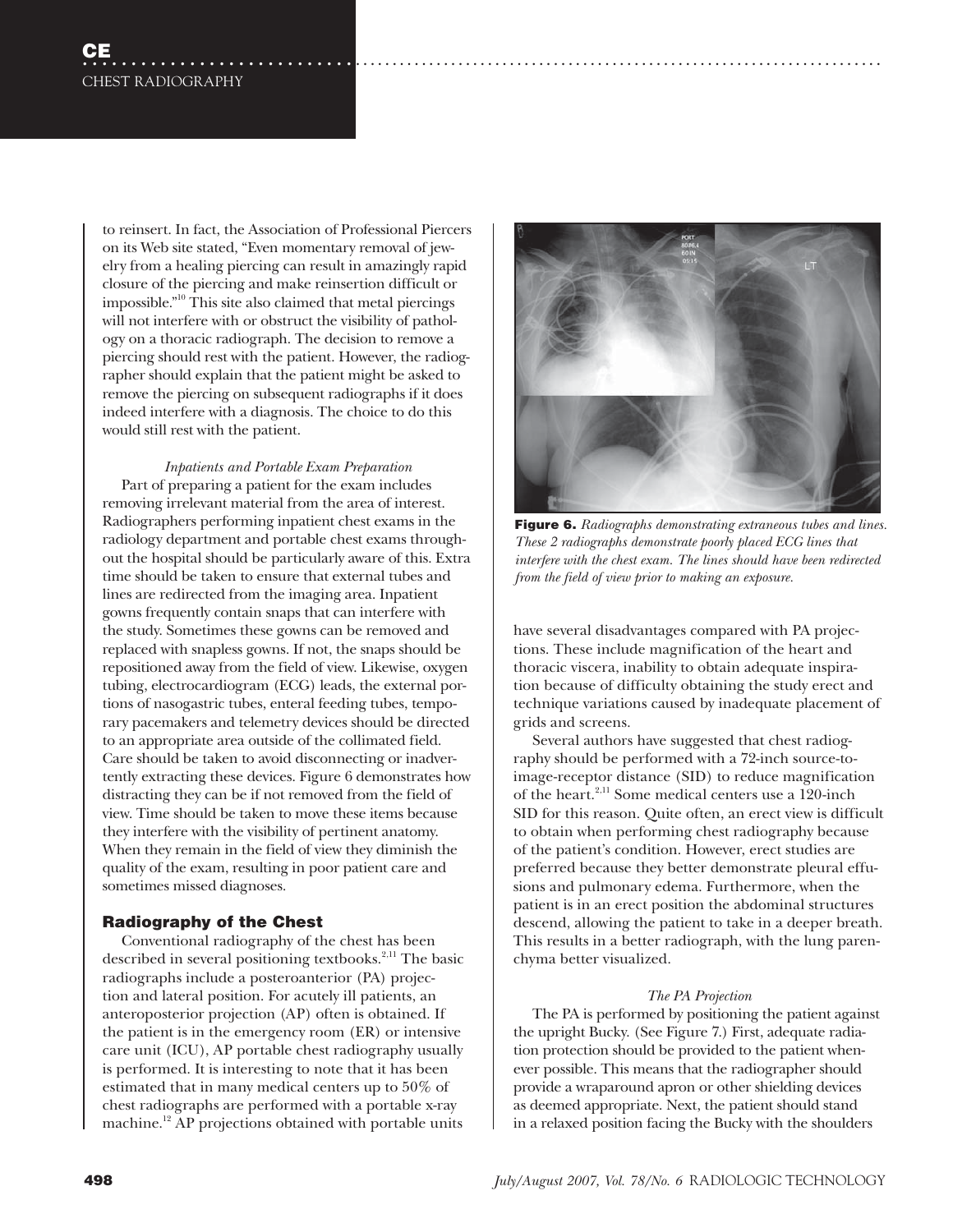to reinsert. In fact, the Association of Professional Piercers on its Web site stated, "Even momentary removal of jewelry from a healing piercing can result in amazingly rapid closure of the piercing and make reinsertion difficult or impossible."[10] This site also claimed that metal piercings will not interfere with or obstruct the visibility of pathology on a thoracic radiograph. The decision to remove a piercing should rest with the patient. However, the radiographer should explain that the patient might be asked to remove the piercing on subsequent radiographs if it does indeed interfere with a diagnosis. The choice to do this would still rest with the patient.

*Inpatients and Portable Exam Preparation*

Part of preparing a patient for the exam includes removing irrelevant material from the area of interest. Radiographers performing inpatient chest exams in the radiology department and portable chest exams throughout the hospital should be particularly aware of this. Extra time should be taken to ensure that external tubes and lines are redirected from the imaging area. Inpatient gowns frequently contain snaps that can interfere with the study. Sometimes these gowns can be removed and replaced with snapless gowns. If not, the snaps should be repositioned away from the field of view. Likewise, oxygen tubing, electrocardiogram (ECG) leads, the external portions of nasogastric tubes, enteral feeding tubes, temporary pacemakers and telemetry devices should be directed to an appropriate area outside of the collimated field. Care should be taken to avoid disconnecting or inadvertently extracting these devices. Figure 6 demonstrates how distracting they can be if not removed from the field of view. Time should be taken to move these items because they interfere with the visibility of pertinent anatomy. When they remain in the field of view they diminish the quality of the exam, resulting in poor patient care and sometimes missed diagnoses.

**Figure 6.** *Radiographs demonstrating extraneous tubes and lines. These 2 radiographs demonstrate poorly placed ECG lines that interfere with the chest exam. The lines should have been redirected from the field of view prior to making an exposure.*

## Radiography of the Chest

Conventional radiography of the chest has been described in several positioning textbooks.[2,11] The basic radiographs include a posteroanterior (PA) projection and lateral position. For acutely ill patients, an anteroposterior projection (AP) often is obtained. If the patient is in the emergency room (ER) or intensive care unit (ICU), AP portable chest radiography usually is performed. It is interesting to note that it has been estimated that in many medical centers up to 50% of chest radiographs are performed with a portable x-ray machine.[12] AP projections obtained with portable units have several disadvantages compared with PA projections. These include magnification of the heart and thoracic viscera, inability to obtain adequate inspiration because of difficulty obtaining the study erect and technique variations caused by inadequate placement of grids and screens.

Several authors have suggested that chest radiography should be performed with a 72-inch source-to-image-receptor distance (SID) to reduce magnification of the heart.[2,11] Some medical centers use a 120-inch SID for this reason. Quite often, an erect view is difficult to obtain when performing chest radiography because of the patient's condition. However, erect studies are preferred because they better demonstrate pleural effusions and pulmonary edema. Furthermore, when the patient is in an erect position the abdominal structures descend, allowing the patient to take in a deeper breath. This results in a better radiograph, with the lung parenchyma better visualized.

*The PA Projection*

The PA is performed by positioning the patient against the upright Bucky. (See Figure 7.) First, adequate radiation protection should be provided to the patient whenever possible. This means that the radiographer should provide a wraparound apron or other shielding devices as deemed appropriate. Next, the patient should stand in a relaxed position facing the Bucky with the shoulders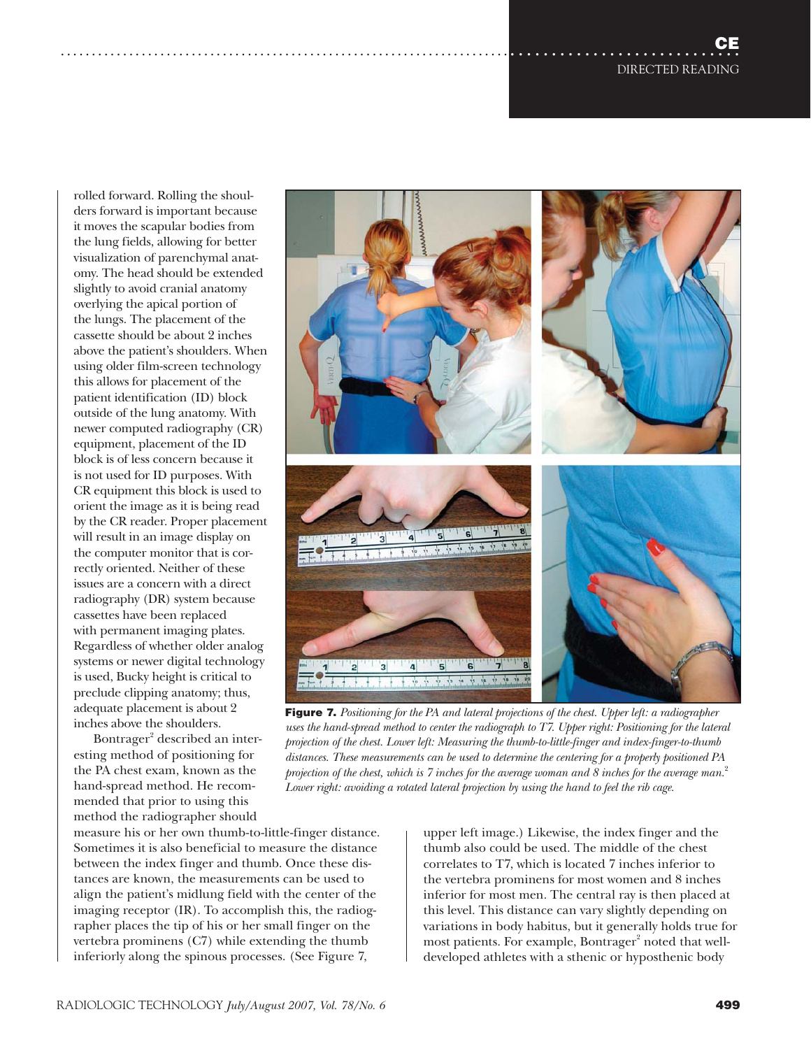rolled forward. Rolling the shoulders forward is important because it moves the scapular bodies from the lung fields, allowing for better visualization of parenchymal anatomy. The head should be extended slightly to avoid cranial anatomy overlying the apical portion of the lungs. The placement of the cassette should be about 2 inches above the patient's shoulders. When using older film-screen technology this allows for placement of the patient identification (ID) block outside of the lung anatomy. With newer computed radiography (CR) equipment, placement of the ID block is of less concern because it is not used for ID purposes. With CR equipment this block is used to orient the image as it is being read by the CR reader. Proper placement will result in an image display on the computer monitor that is correctly oriented. Neither of these issues are a concern with a direct radiography (DR) system because cassettes have been replaced with permanent imaging plates. Regardless of whether older analog systems or newer digital technology is used, Bucky height is critical to preclude clipping anatomy; thus, adequate placement is about 2 inches above the shoulders.

Bontrager[2] described an interesting method of positioning for the PA chest exam, known as the hand-spread method. He recommended that prior to using this method the radiographer should measure his or her own thumb-to-little-finger distance. Sometimes it is also beneficial to measure the distance between the index finger and thumb. Once these distances are known, the measurements can be used to align the patient's midlung field with the center of the imaging receptor (IR). To accomplish this, the radiographer places the tip of his or her small finger on the vertebra prominens (C7) while extending the thumb inferiorly along the spinous processes. (See Figure 7, upper left image.) Likewise, the index finger and the thumb also could be used. The middle of the chest correlates to T7, which is located 7 inches inferior to the vertebra prominens for most women and 8 inches inferior for most men. The central ray is then placed at this level. This distance can vary slightly depending on variations in body habitus, but it generally holds true for most patients. For example, Bontrager[2] noted that well-developed athletes with a sthenic or hyposthenic body

**Figure 7.** *Positioning for the PA and lateral projections of the chest. Upper left: a radiographer uses the hand-spread method to center the radiograph to T7. Upper right: Positioning for the lateral projection of the chest. Lower left: Measuring the thumb-to-little-finger and index-finger-to-thumb distances. These measurements can be used to determine the centering for a properly positioned PA projection of the chest, which is 7 inches for the average woman and 8 inches for the average man.*[2] *Lower right: avoiding a rotated lateral projection by using the hand to feel the rib cage.*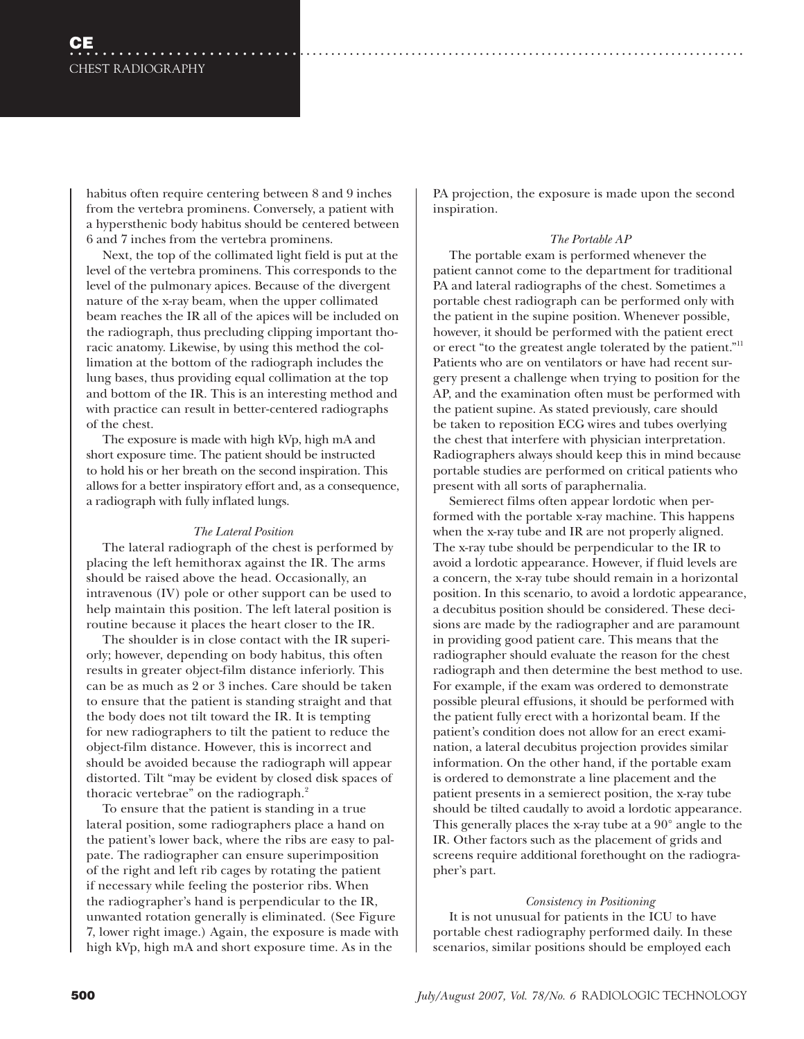habitus often require centering between 8 and 9 inches from the vertebra prominens. Conversely, a patient with a hypersthenic body habitus should be centered between 6 and 7 inches from the vertebra prominens.

Next, the top of the collimated light field is put at the level of the vertebra prominens. This corresponds to the level of the pulmonary apices. Because of the divergent nature of the x-ray beam, when the upper collimated beam reaches the IR all of the apices will be included on the radiograph, thus precluding clipping important thoracic anatomy. Likewise, by using this method the collimation at the bottom of the radiograph includes the lung bases, thus providing equal collimation at the top and bottom of the IR. This is an interesting method and with practice can result in better-centered radiographs of the chest.

The exposure is made with high kVp, high mA and short exposure time. The patient should be instructed to hold his or her breath on the second inspiration. This allows for a better inspiratory effort and, as a consequence, a radiograph with fully inflated lungs.

*The Lateral Position*

The lateral radiograph of the chest is performed by placing the left hemithorax against the IR. The arms should be raised above the head. Occasionally, an intravenous (IV) pole or other support can be used to help maintain this position. The left lateral position is routine because it places the heart closer to the IR.

The shoulder is in close contact with the IR superiorly; however, depending on body habitus, this often results in greater object-film distance inferiorly. This can be as much as 2 or 3 inches. Care should be taken to ensure that the patient is standing straight and that the body does not tilt toward the IR. It is tempting for new radiographers to tilt the patient to reduce the object-film distance. However, this is incorrect and should be avoided because the radiograph will appear distorted. Tilt "may be evident by closed disk spaces of thoracic vertebrae" on the radiograph.[2]

To ensure that the patient is standing in a true lateral position, some radiographers place a hand on the patient's lower back, where the ribs are easy to palpate. The radiographer can ensure superimposition of the right and left rib cages by rotating the patient if necessary while feeling the posterior ribs. When the radiographer's hand is perpendicular to the IR, unwanted rotation generally is eliminated. (See Figure 7, lower right image.) Again, the exposure is made with high kVp, high mA and short exposure time. As in the PA projection, the exposure is made upon the second inspiration.

*The Portable AP*

The portable exam is performed whenever the patient cannot come to the department for traditional PA and lateral radiographs of the chest. Sometimes a portable chest radiograph can be performed only with the patient in the supine position. Whenever possible, however, it should be performed with the patient erect or erect "to the greatest angle tolerated by the patient."[11] Patients who are on ventilators or have had recent surgery present a challenge when trying to position for the AP, and the examination often must be performed with the patient supine. As stated previously, care should be taken to reposition ECG wires and tubes overlying the chest that interfere with physician interpretation. Radiographers always should keep this in mind because portable studies are performed on critical patients who present with all sorts of paraphernalia.

Semierect films often appear lordotic when performed with the portable x-ray machine. This happens when the x-ray tube and IR are not properly aligned. The x-ray tube should be perpendicular to the IR to avoid a lordotic appearance. However, if fluid levels are a concern, the x-ray tube should remain in a horizontal position. In this scenario, to avoid a lordotic appearance, a decubitus position should be considered. These decisions are made by the radiographer and are paramount in providing good patient care. This means that the radiographer should evaluate the reason for the chest radiograph and then determine the best method to use. For example, if the exam was ordered to demonstrate possible pleural effusions, it should be performed with the patient fully erect with a horizontal beam. If the patient's condition does not allow for an erect examination, a lateral decubitus projection provides similar information. On the other hand, if the portable exam is ordered to demonstrate a line placement and the patient presents in a semierect position, the x-ray tube should be tilted caudally to avoid a lordotic appearance. This generally places the x-ray tube at a 90° angle to the IR. Other factors such as the placement of grids and screens require additional forethought on the radiographer's part.

*Consistency in Positioning*

It is not unusual for patients in the ICU to have portable chest radiography performed daily. In these scenarios, similar positions should be employed each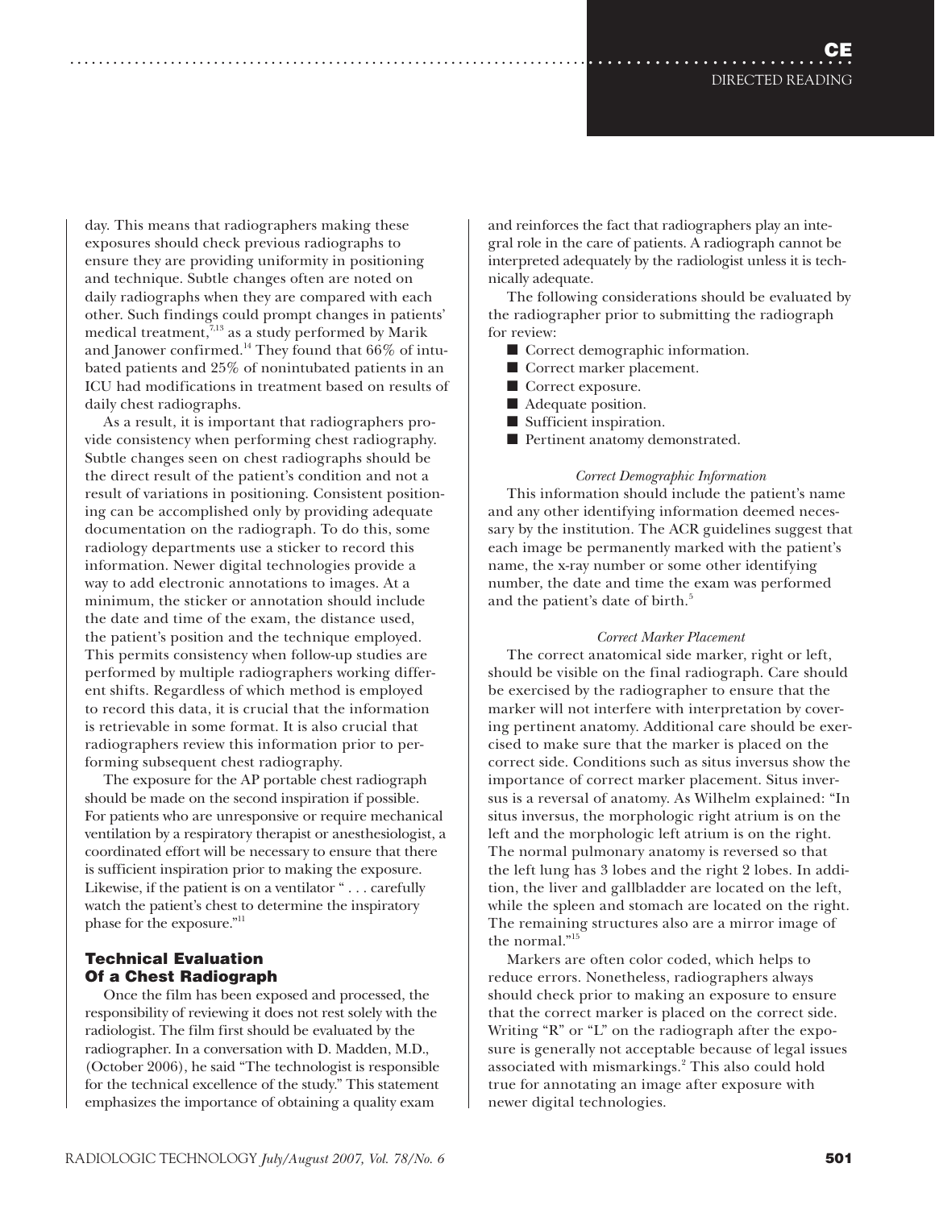day. This means that radiographers making these exposures should check previous radiographs to ensure they are providing uniformity in positioning and technique. Subtle changes often are noted on daily radiographs when they are compared with each other. Such findings could prompt changes in patients' medical treatment,[7,13] as a study performed by Marik and Janower confirmed.[14] They found that 66% of intubated patients and 25% of nonintubated patients in an ICU had modifications in treatment based on results of daily chest radiographs.

As a result, it is important that radiographers provide consistency when performing chest radiography. Subtle changes seen on chest radiographs should be the direct result of the patient's condition and not a result of variations in positioning. Consistent positioning can be accomplished only by providing adequate documentation on the radiograph. To do this, some radiology departments use a sticker to record this information. Newer digital technologies provide a way to add electronic annotations to images. At a minimum, the sticker or annotation should include the date and time of the exam, the distance used, the patient's position and the technique employed. This permits consistency when follow-up studies are performed by multiple radiographers working different shifts. Regardless of which method is employed to record this data, it is crucial that the information is retrievable in some format. It is also crucial that radiographers review this information prior to performing subsequent chest radiography.

The exposure for the AP portable chest radiograph should be made on the second inspiration if possible. For patients who are unresponsive or require mechanical ventilation by a respiratory therapist or anesthesiologist, a coordinated effort will be necessary to ensure that there is sufficient inspiration prior to making the exposure. Likewise, if the patient is on a ventilator " . . . carefully watch the patient's chest to determine the inspiratory phase for the exposure."[11]

## Technical Evaluation Of a Chest Radiograph

Once the film has been exposed and processed, the responsibility of reviewing it does not rest solely with the radiologist. The film first should be evaluated by the radiographer. In a conversation with D. Madden, M.D., (October 2006), he said "The technologist is responsible for the technical excellence of the study." This statement emphasizes the importance of obtaining a quality exam and reinforces the fact that radiographers play an integral role in the care of patients. A radiograph cannot be interpreted adequately by the radiologist unless it is technically adequate.

The following considerations should be evaluated by the radiographer prior to submitting the radiograph for review:

- Correct demographic information.
- Correct marker placement.
- Correct exposure.
- Adequate position.
- Sufficient inspiration.
- Pertinent anatomy demonstrated.

*Correct Demographic Information*

This information should include the patient's name and any other identifying information deemed necessary by the institution. The ACR guidelines suggest that each image be permanently marked with the patient's name, the x-ray number or some other identifying number, the date and time the exam was performed and the patient's date of birth.[5]

*Correct Marker Placement*

The correct anatomical side marker, right or left, should be visible on the final radiograph. Care should be exercised by the radiographer to ensure that the marker will not interfere with interpretation by covering pertinent anatomy. Additional care should be exercised to make sure that the marker is placed on the correct side. Conditions such as situs inversus show the importance of correct marker placement. Situs inversus is a reversal of anatomy. As Wilhelm explained: "In situs inversus, the morphologic right atrium is on the left and the morphologic left atrium is on the right. The normal pulmonary anatomy is reversed so that the left lung has 3 lobes and the right 2 lobes. In addition, the liver and gallbladder are located on the left, while the spleen and stomach are located on the right. The remaining structures also are a mirror image of the normal."[15]

Markers are often color coded, which helps to reduce errors. Nonetheless, radiographers always should check prior to making an exposure to ensure that the correct marker is placed on the correct side. Writing "R" or "L" on the radiograph after the exposure is generally not acceptable because of legal issues associated with mismarkings.[2] This also could hold true for annotating an image after exposure with newer digital technologies.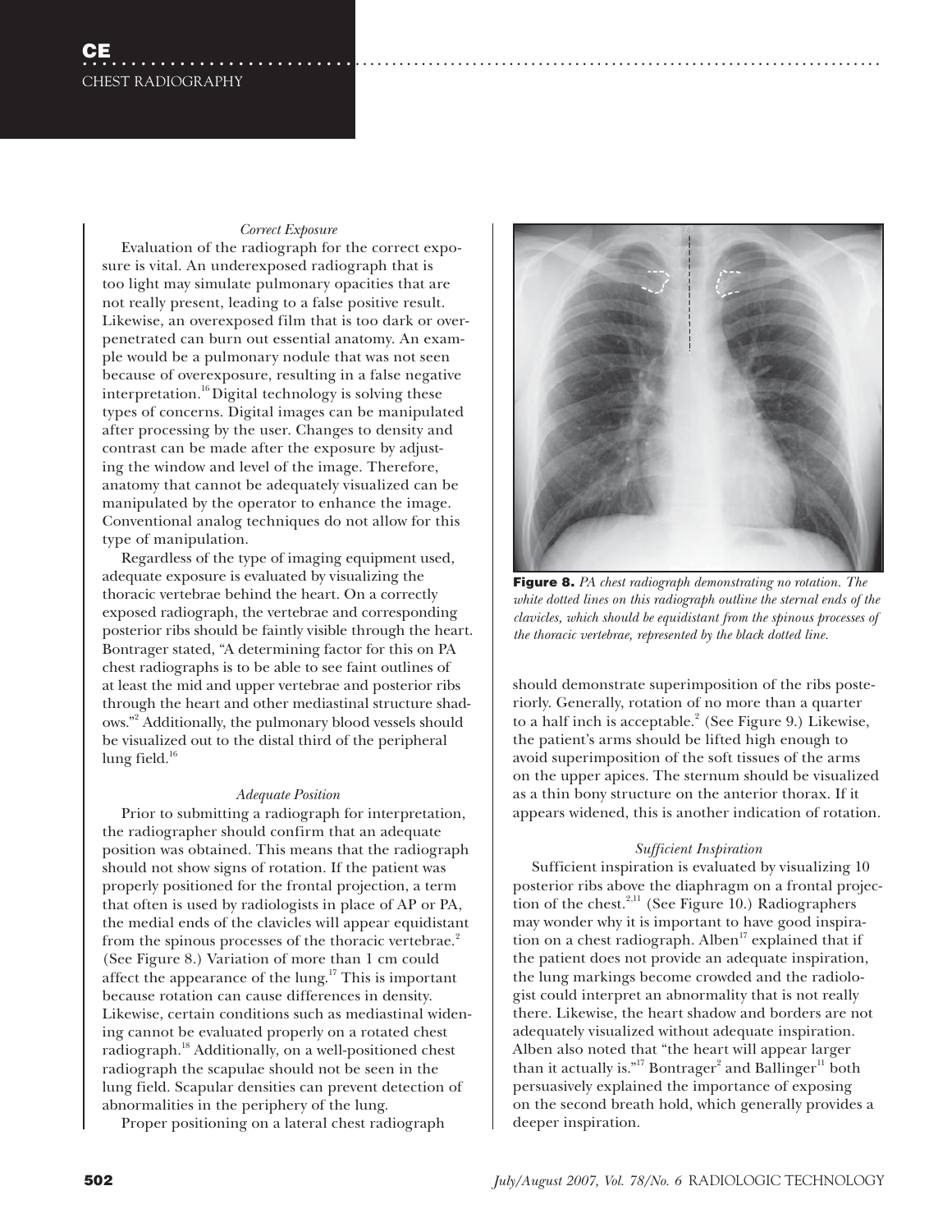*Correct Exposure*

Evaluation of the radiograph for the correct exposure is vital. An underexposed radiograph that is too light may simulate pulmonary opacities that are not really present, leading to a false positive result. Likewise, an overexposed film that is too dark or overpenetrated can burn out essential anatomy. An example would be a pulmonary nodule that was not seen because of overexposure, resulting in a false negative interpretation.[16] Digital technology is solving these types of concerns. Digital images can be manipulated after processing by the user. Changes to density and contrast can be made after the exposure by adjusting the window and level of the image. Therefore, anatomy that cannot be adequately visualized can be manipulated by the operator to enhance the image. Conventional analog techniques do not allow for this type of manipulation.

Regardless of the type of imaging equipment used, adequate exposure is evaluated by visualizing the thoracic vertebrae behind the heart. On a correctly exposed radiograph, the vertebrae and corresponding posterior ribs should be faintly visible through the heart. Bontrager stated, "A determining factor for this on PA chest radiographs is to be able to see faint outlines of at least the mid and upper vertebrae and posterior ribs through the heart and other mediastinal structure shadows."[2] Additionally, the pulmonary blood vessels should be visualized out to the distal third of the peripheral lung field.[16]

*Adequate Position*

Prior to submitting a radiograph for interpretation, the radiographer should confirm that an adequate position was obtained. This means that the radiograph should not show signs of rotation. If the patient was properly positioned for the frontal projection, a term that often is used by radiologists in place of AP or PA, the medial ends of the clavicles will appear equidistant from the spinous processes of the thoracic vertebrae.[2] (See Figure 8.) Variation of more than 1 cm could affect the appearance of the lung.[17] This is important because rotation can cause differences in density. Likewise, certain conditions such as mediastinal widening cannot be evaluated properly on a rotated chest radiograph.[18] Additionally, on a well-positioned chest radiograph the scapulae should not be seen in the lung field. Scapular densities can prevent detection of abnormalities in the periphery of the lung.

Proper positioning on a lateral chest radiograph should demonstrate superimposition of the ribs posteriorly. Generally, rotation of no more than a quarter to a half inch is acceptable.[2] (See Figure 9.) Likewise, the patient's arms should be lifted high enough to avoid superimposition of the soft tissues of the arms on the upper apices. The sternum should be visualized as a thin bony structure on the anterior thorax. If it appears widened, this is another indication of rotation.

**Figure 8.** *PA chest radiograph demonstrating no rotation. The white dotted lines on this radiograph outline the sternal ends of the clavicles, which should be equidistant from the spinous processes of the thoracic vertebrae, represented by the black dotted line.*

*Sufficient Inspiration*

Sufficient inspiration is evaluated by visualizing 10 posterior ribs above the diaphragm on a frontal projection of the chest.[2,11] (See Figure 10.) Radiographers may wonder why it is important to have good inspiration on a chest radiograph. Alben[17] explained that if the patient does not provide an adequate inspiration, the lung markings become crowded and the radiologist could interpret an abnormality that is not really there. Likewise, the heart shadow and borders are not adequately visualized without adequate inspiration. Alben also noted that "the heart will appear larger than it actually is."[17] Bontrager[2] and Ballinger[11] both persuasively explained the importance of exposing on the second breath hold, which generally provides a deeper inspiration.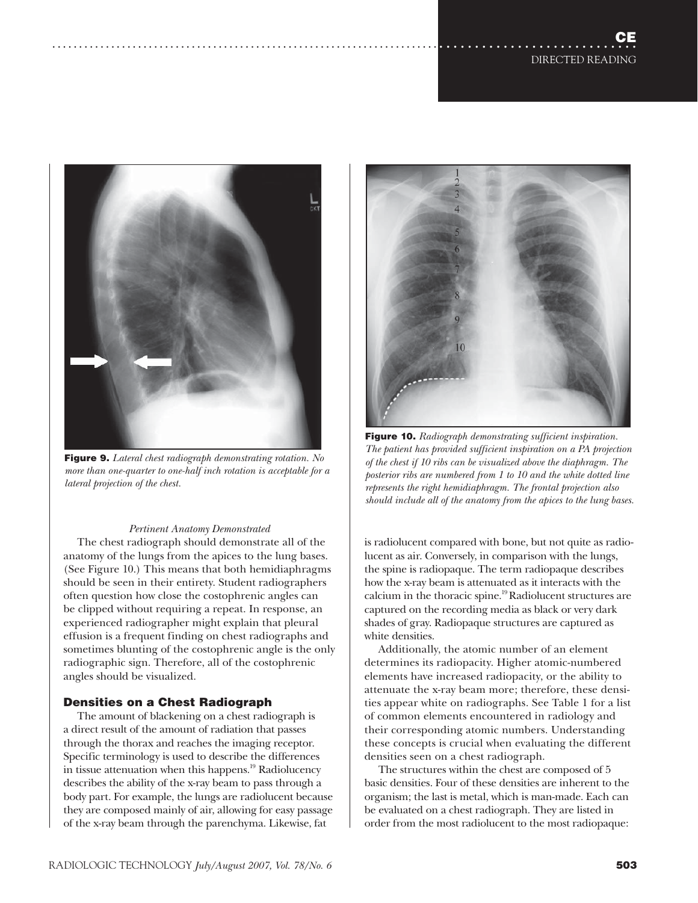**Figure 9.** *Lateral chest radiograph demonstrating rotation. No more than one-quarter to one-half inch rotation is acceptable for a lateral projection of the chest.*

**Figure 10.** *Radiograph demonstrating sufficient inspiration. The patient has provided sufficient inspiration on a PA projection of the chest if 10 ribs can be visualized above the diaphragm. The posterior ribs are numbered from 1 to 10 and the white dotted line represents the right hemidiaphragm. The frontal projection also should include all of the anatomy from the apices to the lung bases.*

*Pertinent Anatomy Demonstrated*

The chest radiograph should demonstrate all of the anatomy of the lungs from the apices to the lung bases. (See Figure 10.) This means that both hemidiaphragms should be seen in their entirety. Student radiographers often question how close the costophrenic angles can be clipped without requiring a repeat. In response, an experienced radiographer might explain that pleural effusion is a frequent finding on chest radiographs and sometimes blunting of the costophrenic angle is the only radiographic sign. Therefore, all of the costophrenic angles should be visualized.

### Densities on a Chest Radiograph

The amount of blackening on a chest radiograph is a direct result of the amount of radiation that passes through the thorax and reaches the imaging receptor. Specific terminology is used to describe the differences in tissue attenuation when this happens.[19] Radiolucency describes the ability of the x-ray beam to pass through a body part. For example, the lungs are radiolucent because they are composed mainly of air, allowing for easy passage of the x-ray beam through the parenchyma. Likewise, fat is radiolucent compared with bone, but not quite as radiolucent as air. Conversely, in comparison with the lungs, the spine is radiopaque. The term radiopaque describes how the x-ray beam is attenuated as it interacts with the calcium in the thoracic spine.[19] Radiolucent structures are captured on the recording media as black or very dark shades of gray. Radiopaque structures are captured as white densities.

Additionally, the atomic number of an element determines its radiopacity. Higher atomic-numbered elements have increased radiopacity, or the ability to attenuate the x-ray beam more; therefore, these densities appear white on radiographs. See Table 1 for a list of common elements encountered in radiology and their corresponding atomic numbers. Understanding these concepts is crucial when evaluating the different densities seen on a chest radiograph.

The structures within the chest are composed of 5 basic densities. Four of these densities are inherent to the organism; the last is metal, which is man-made. Each can be evaluated on a chest radiograph. They are listed in order from the most radiolucent to the most radiopaque: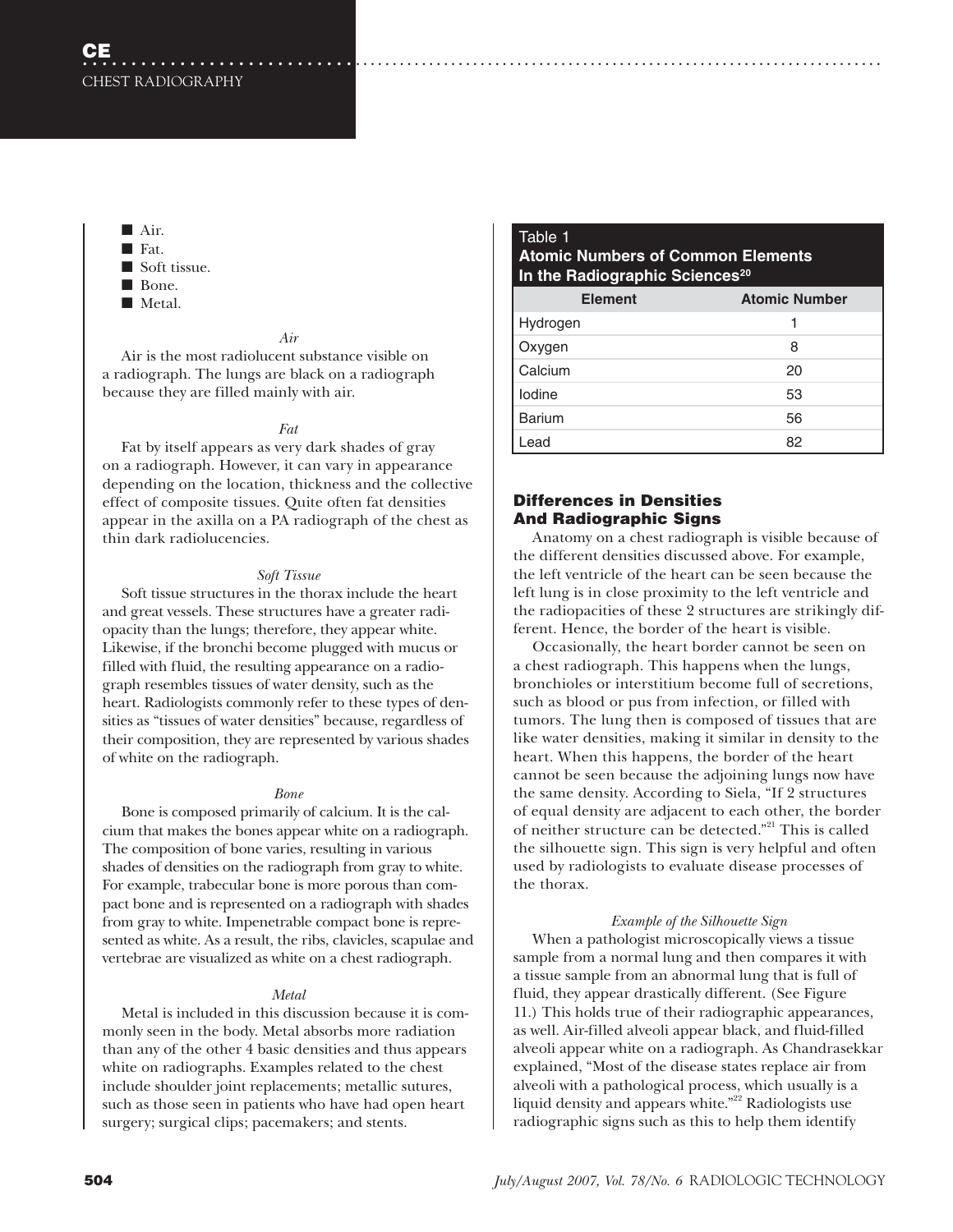- Air.
- Fat.
- Soft tissue.
- Bone.
- Metal.

*Air*

Air is the most radiolucent substance visible on a radiograph. The lungs are black on a radiograph because they are filled mainly with air.

*Fat*

Fat by itself appears as very dark shades of gray on a radiograph. However, it can vary in appearance depending on the location, thickness and the collective effect of composite tissues. Quite often fat densities appear in the axilla on a PA radiograph of the chest as thin dark radiolucencies.

*Soft Tissue*

Soft tissue structures in the thorax include the heart and great vessels. These structures have a greater radiopacity than the lungs; therefore, they appear white. Likewise, if the bronchi become plugged with mucus or filled with fluid, the resulting appearance on a radiograph resembles tissues of water density, such as the heart. Radiologists commonly refer to these types of densities as "tissues of water densities" because, regardless of their composition, they are represented by various shades of white on the radiograph.

*Bone*

Bone is composed primarily of calcium. It is the calcium that makes the bones appear white on a radiograph. The composition of bone varies, resulting in various shades of densities on the radiograph from gray to white. For example, trabecular bone is more porous than compact bone and is represented on a radiograph with shades from gray to white. Impenetrable compact bone is represented as white. As a result, the ribs, clavicles, scapulae and vertebrae are visualized as white on a chest radiograph.

*Metal*

Metal is included in this discussion because it is commonly seen in the body. Metal absorbs more radiation than any of the other 4 basic densities and thus appears white on radiographs. Examples related to the chest include shoulder joint replacements; metallic sutures, such as those seen in patients who have had open heart surgery; surgical clips; pacemakers; and stents.

**Table 1**
**Atomic Numbers of Common Elements In the Radiographic Sciences[20]**

| Element | Atomic Number |
|---|---|
| Hydrogen | 1 |
| Oxygen | 8 |
| Calcium | 20 |
| Iodine | 53 |
| Barium | 56 |
| Lead | 82 |

## Differences in Densities And Radiographic Signs

Anatomy on a chest radiograph is visible because of the different densities discussed above. For example, the left ventricle of the heart can be seen because the left lung is in close proximity to the left ventricle and the radiopacities of these 2 structures are strikingly different. Hence, the border of the heart is visible.

Occasionally, the heart border cannot be seen on a chest radiograph. This happens when the lungs, bronchioles or interstitium become full of secretions, such as blood or pus from infection, or filled with tumors. The lung then is composed of tissues that are like water densities, making it similar in density to the heart. When this happens, the border of the heart cannot be seen because the adjoining lungs now have the same density. According to Siela, "If 2 structures of equal density are adjacent to each other, the border of neither structure can be detected."[21] This is called the silhouette sign. This sign is very helpful and often used by radiologists to evaluate disease processes of the thorax.

*Example of the Silhouette Sign*

When a pathologist microscopically views a tissue sample from a normal lung and then compares it with a tissue sample from an abnormal lung that is full of fluid, they appear drastically different. (See Figure 11.) This holds true of their radiographic appearances, as well. Air-filled alveoli appear black, and fluid-filled alveoli appear white on a radiograph. As Chandrasekkar explained, "Most of the disease states replace air from alveoli with a pathological process, which usually is a liquid density and appears white."[22] Radiologists use radiographic signs such as this to help them identify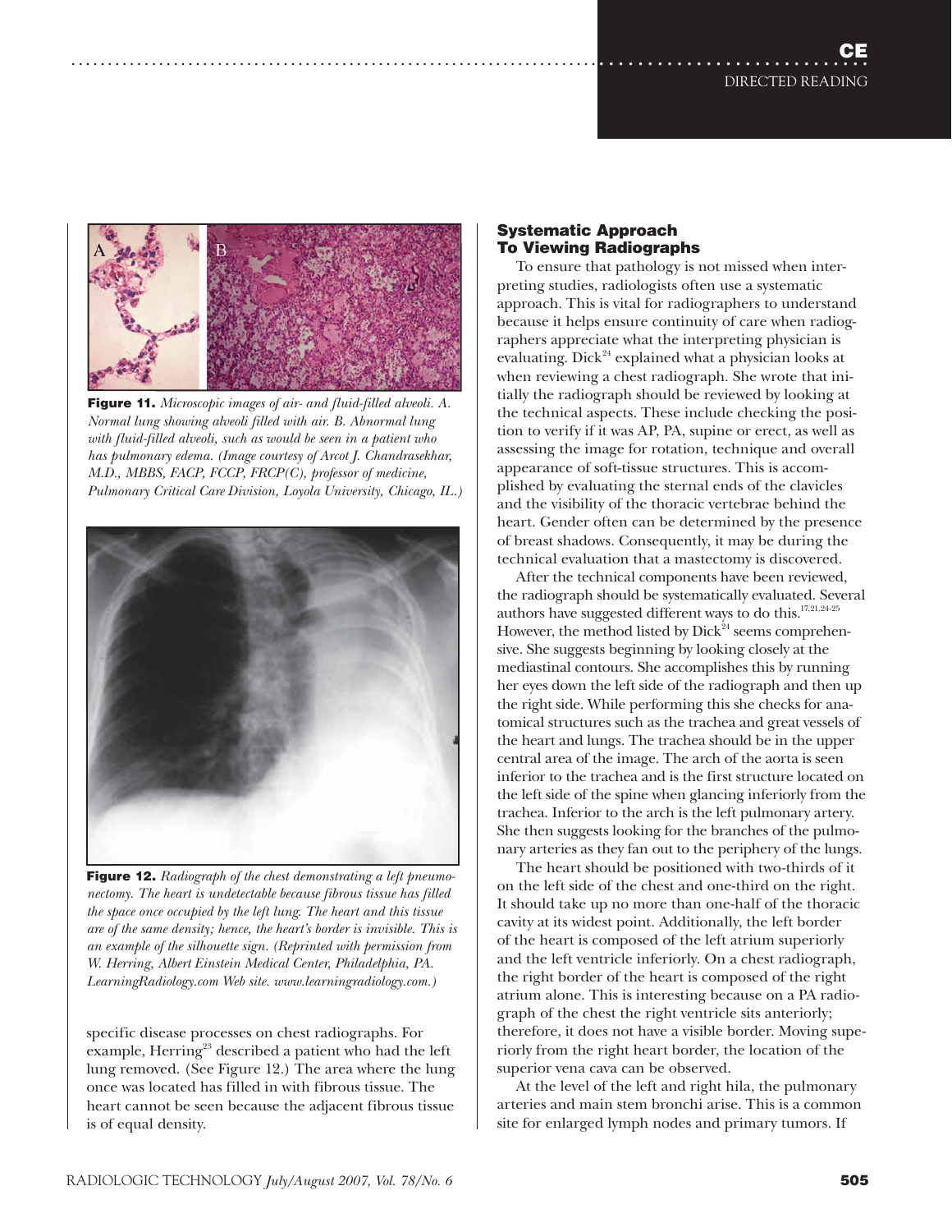**Figure 11.** *Microscopic images of air- and fluid-filled alveoli. A. Normal lung showing alveoli filled with air. B. Abnormal lung with fluid-filled alveoli, such as would be seen in a patient who has pulmonary edema. (Image courtesy of Arcot J. Chandrasekhar, M.D., MBBS, FACP, FCCP, FRCP(C), professor of medicine, Pulmonary Critical Care Division, Loyola University, Chicago, IL.)*

**Figure 12.** *Radiograph of the chest demonstrating a left pneumonectomy. The heart is undetectable because fibrous tissue has filled the space once occupied by the left lung. The heart and this tissue are of the same density; hence, the heart's border is invisible. This is an example of the silhouette sign. (Reprinted with permission from W. Herring, Albert Einstein Medical Center, Philadelphia, PA. LearningRadiology.com Web site. www.learningradiology.com.)*

specific disease processes on chest radiographs. For example, Herring[23] described a patient who had the left lung removed. (See Figure 12.) The area where the lung once was located has filled in with fibrous tissue. The heart cannot be seen because the adjacent fibrous tissue is of equal density.

## Systematic Approach To Viewing Radiographs

To ensure that pathology is not missed when interpreting studies, radiologists often use a systematic approach. This is vital for radiographers to understand because it helps ensure continuity of care when radiographers appreciate what the interpreting physician is evaluating. Dick[24] explained what a physician looks at when reviewing a chest radiograph. She wrote that initially the radiograph should be reviewed by looking at the technical aspects. These include checking the position to verify if it was AP, PA, supine or erect, as well as assessing the image for rotation, technique and overall appearance of soft-tissue structures. This is accomplished by evaluating the sternal ends of the clavicles and the visibility of the thoracic vertebrae behind the heart. Gender often can be determined by the presence of breast shadows. Consequently, it may be during the technical evaluation that a mastectomy is discovered.

After the technical components have been reviewed, the radiograph should be systematically evaluated. Several authors have suggested different ways to do this.[17,21,24-25] However, the method listed by Dick[24] seems comprehensive. She suggests beginning by looking closely at the mediastinal contours. She accomplishes this by running her eyes down the left side of the radiograph and then up the right side. While performing this she checks for anatomical structures such as the trachea and great vessels of the heart and lungs. The trachea should be in the upper central area of the image. The arch of the aorta is seen inferior to the trachea and is the first structure located on the left side of the spine when glancing inferiorly from the trachea. Inferior to the arch is the left pulmonary artery. She then suggests looking for the branches of the pulmonary arteries as they fan out to the periphery of the lungs.

The heart should be positioned with two-thirds of it on the left side of the chest and one-third on the right. It should take up no more than one-half of the thoracic cavity at its widest point. Additionally, the left border of the heart is composed of the left atrium superiorly and the left ventricle inferiorly. On a chest radiograph, the right border of the heart is composed of the right atrium alone. This is interesting because on a PA radiograph of the chest the right ventricle sits anteriorly; therefore, it does not have a visible border. Moving superiorly from the right heart border, the location of the superior vena cava can be observed.

At the level of the left and right hila, the pulmonary arteries and main stem bronchi arise. This is a common site for enlarged lymph nodes and primary tumors. If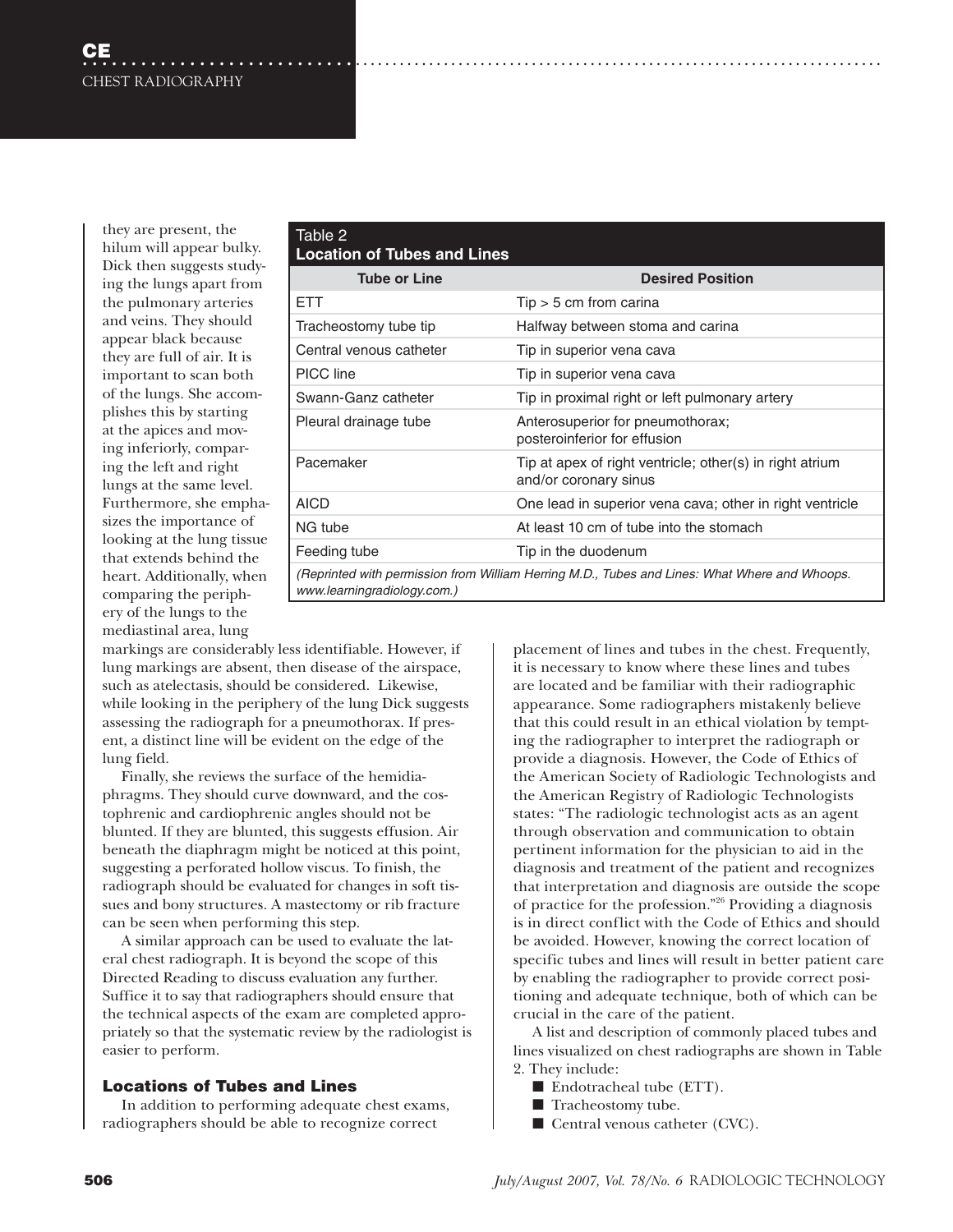they are present, the hilum will appear bulky. Dick then suggests studying the lungs apart from the pulmonary arteries and veins. They should appear black because they are full of air. It is important to scan both of the lungs. She accomplishes this by starting at the apices and moving inferiorly, comparing the left and right lungs at the same level. Furthermore, she emphasizes the importance of looking at the lung tissue that extends behind the heart. Additionally, when comparing the periphery of the lungs to the mediastinal area, lung markings are considerably less identifiable. However, if lung markings are absent, then disease of the airspace, such as atelectasis, should be considered. Likewise, while looking in the periphery of the lung Dick suggests assessing the radiograph for a pneumothorax. If present, a distinct line will be evident on the edge of the lung field.

Finally, she reviews the surface of the hemidiaphragms. They should curve downward, and the costophrenic and cardiophrenic angles should not be blunted. If they are blunted, this suggests effusion. Air beneath the diaphragm might be noticed at this point, suggesting a perforated hollow viscus. To finish, the radiograph should be evaluated for changes in soft tissues and bony structures. A mastectomy or rib fracture can be seen when performing this step.

A similar approach can be used to evaluate the lateral chest radiograph. It is beyond the scope of this Directed Reading to discuss evaluation any further. Suffice it to say that radiographers should ensure that the technical aspects of the exam are completed appropriately so that the systematic review by the radiologist is easier to perform.

**Table 2**
**Location of Tubes and Lines**

| Tube or Line | Desired Position |
|---|---|
| ETT | Tip > 5 cm from carina |
| Tracheostomy tube tip | Halfway between stoma and carina |
| Central venous catheter | Tip in superior vena cava |
| PICC line | Tip in superior vena cava |
| Swann-Ganz catheter | Tip in proximal right or left pulmonary artery |
| Pleural drainage tube | Anterosuperior for pneumothorax; posteroinferior for effusion |
| Pacemaker | Tip at apex of right ventricle; other(s) in right atrium and/or coronary sinus |
| AICD | One lead in superior vena cava; other in right ventricle |
| NG tube | At least 10 cm of tube into the stomach |
| Feeding tube | Tip in the duodenum |

*(Reprinted with permission from William Herring M.D., Tubes and Lines: What Where and Whoops. www.learningradiology.com.)*

## Locations of Tubes and Lines

In addition to performing adequate chest exams, radiographers should be able to recognize correct placement of lines and tubes in the chest. Frequently, it is necessary to know where these lines and tubes are located and be familiar with their radiographic appearance. Some radiographers mistakenly believe that this could result in an ethical violation by tempting the radiographer to interpret the radiograph or provide a diagnosis. However, the Code of Ethics of the American Society of Radiologic Technologists and the American Registry of Radiologic Technologists states: "The radiologic technologist acts as an agent through observation and communication to obtain pertinent information for the physician to aid in the diagnosis and treatment of the patient and recognizes that interpretation and diagnosis are outside the scope of practice for the profession."[26] Providing a diagnosis is in direct conflict with the Code of Ethics and should be avoided. However, knowing the correct location of specific tubes and lines will result in better patient care by enabling the radiographer to provide correct positioning and adequate technique, both of which can be crucial in the care of the patient.

A list and description of commonly placed tubes and lines visualized on chest radiographs are shown in Table 2. They include:

- Endotracheal tube (ETT).
- Tracheostomy tube.
- Central venous catheter (CVC).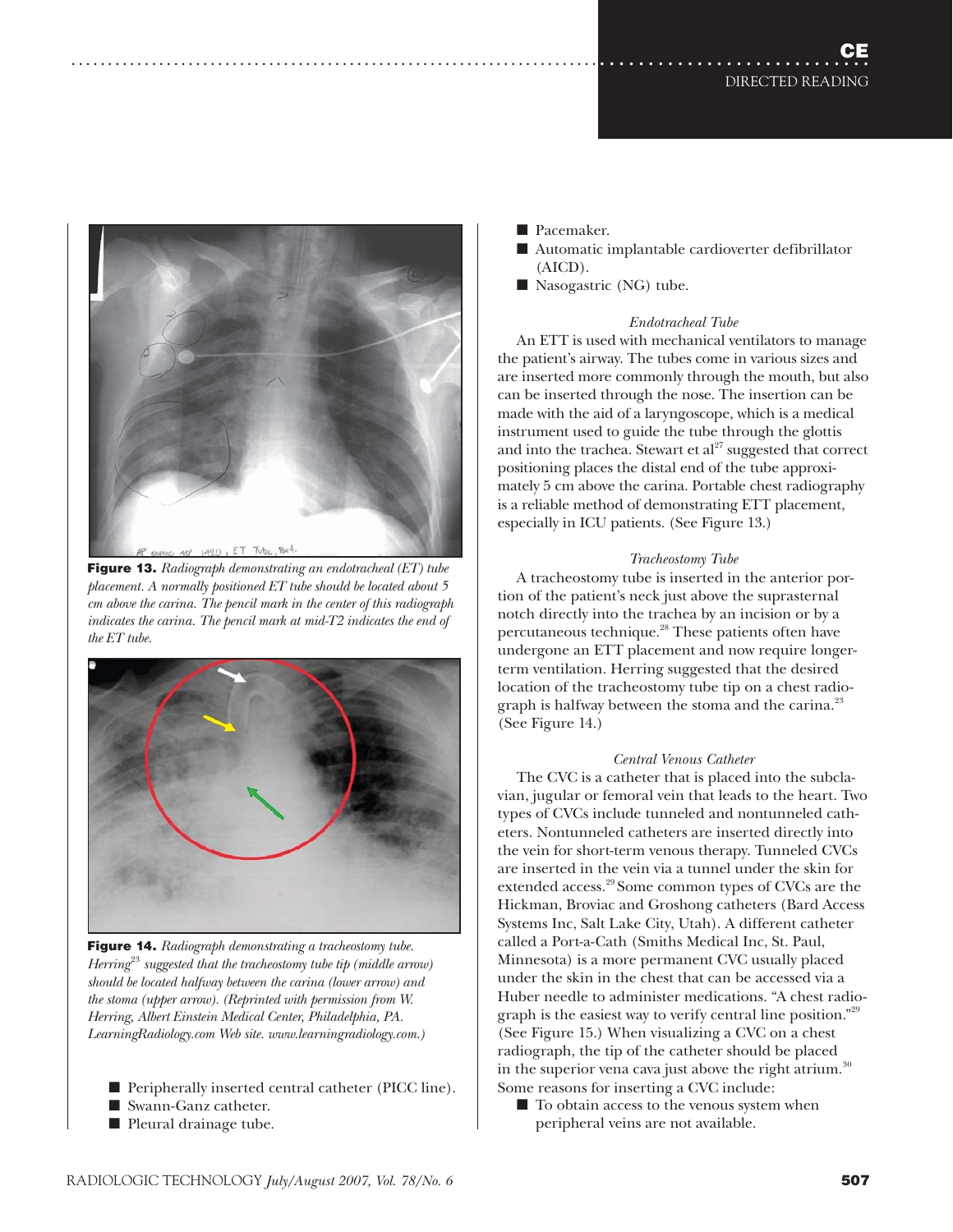**Figure 13.** *Radiograph demonstrating an endotracheal (ET) tube placement. A normally positioned ET tube should be located about 5 cm above the carina. The pencil mark in the center of this radiograph indicates the carina. The pencil mark at mid-T2 indicates the end of the ET tube.*

**Figure 14.** *Radiograph demonstrating a tracheostomy tube. Herring[23] suggested that the tracheostomy tube tip (middle arrow) should be located halfway between the carina (lower arrow) and the stoma (upper arrow). (Reprinted with permission from W. Herring, Albert Einstein Medical Center, Philadelphia, PA. LearningRadiology.com Web site. www.learningradiology.com.)*

- Peripherally inserted central catheter (PICC line).
- Swann-Ganz catheter.
- Pleural drainage tube.
- Pacemaker.
- Automatic implantable cardioverter defibrillator (AICD).
- Nasogastric (NG) tube.

### *Endotracheal Tube*

An ETT is used with mechanical ventilators to manage the patient's airway. The tubes come in various sizes and are inserted more commonly through the mouth, but also can be inserted through the nose. The insertion can be made with the aid of a laryngoscope, which is a medical instrument used to guide the tube through the glottis and into the trachea. Stewart et al[27] suggested that correct positioning places the distal end of the tube approximately 5 cm above the carina. Portable chest radiography is a reliable method of demonstrating ETT placement, especially in ICU patients. (See Figure 13.)

### *Tracheostomy Tube*

A tracheostomy tube is inserted in the anterior portion of the patient's neck just above the suprasternal notch directly into the trachea by an incision or by a percutaneous technique.[28] These patients often have undergone an ETT placement and now require longer-term ventilation. Herring suggested that the desired location of the tracheostomy tube tip on a chest radiograph is halfway between the stoma and the carina.[23] (See Figure 14.)

### *Central Venous Catheter*

The CVC is a catheter that is placed into the subclavian, jugular or femoral vein that leads to the heart. Two types of CVCs include tunneled and nontunneled catheters. Nontunneled catheters are inserted directly into the vein for short-term venous therapy. Tunneled CVCs are inserted in the vein via a tunnel under the skin for extended access.[29] Some common types of CVCs are the Hickman, Broviac and Groshong catheters (Bard Access Systems Inc, Salt Lake City, Utah). A different catheter called a Port-a-Cath (Smiths Medical Inc, St. Paul, Minnesota) is a more permanent CVC usually placed under the skin in the chest that can be accessed via a Huber needle to administer medications. "A chest radiograph is the easiest way to verify central line position."[29] (See Figure 15.) When visualizing a CVC on a chest radiograph, the tip of the catheter should be placed in the superior vena cava just above the right atrium.[30] Some reasons for inserting a CVC include:

- To obtain access to the venous system when peripheral veins are not available.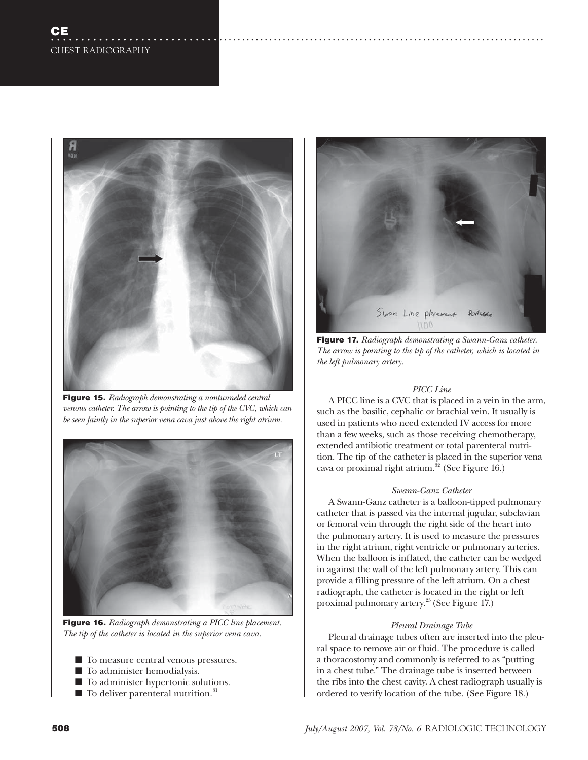Figure 15. *Radiograph demonstrating a nontunneled central venous catheter. The arrow is pointing to the tip of the CVC, which can be seen faintly in the superior vena cava just above the right atrium.*

Figure 16. *Radiograph demonstrating a PICC line placement. The tip of the catheter is located in the superior vena cava.*

- To measure central venous pressures.
- To administer hemodialysis.
- To administer hypertonic solutions.
- To deliver parenteral nutrition.[31]

Figure 17. *Radiograph demonstrating a Swann-Ganz catheter. The arrow is pointing to the tip of the catheter, which is located in the left pulmonary artery.*

*PICC Line*

A PICC line is a CVC that is placed in a vein in the arm, such as the basilic, cephalic or brachial vein. It usually is used in patients who need extended IV access for more than a few weeks, such as those receiving chemotherapy, extended antibiotic treatment or total parenteral nutrition. The tip of the catheter is placed in the superior vena cava or proximal right atrium.[32] (See Figure 16.)

*Swann-Ganz Catheter*

A Swann-Ganz catheter is a balloon-tipped pulmonary catheter that is passed via the internal jugular, subclavian or femoral vein through the right side of the heart into the pulmonary artery. It is used to measure the pressures in the right atrium, right ventricle or pulmonary arteries. When the balloon is inflated, the catheter can be wedged in against the wall of the left pulmonary artery. This can provide a filling pressure of the left atrium. On a chest radiograph, the catheter is located in the right or left proximal pulmonary artery.[23] (See Figure 17.)

*Pleural Drainage Tube*

Pleural drainage tubes often are inserted into the pleural space to remove air or fluid. The procedure is called a thoracostomy and commonly is referred to as "putting in a chest tube." The drainage tube is inserted between the ribs into the chest cavity. A chest radiograph usually is ordered to verify location of the tube. (See Figure 18.)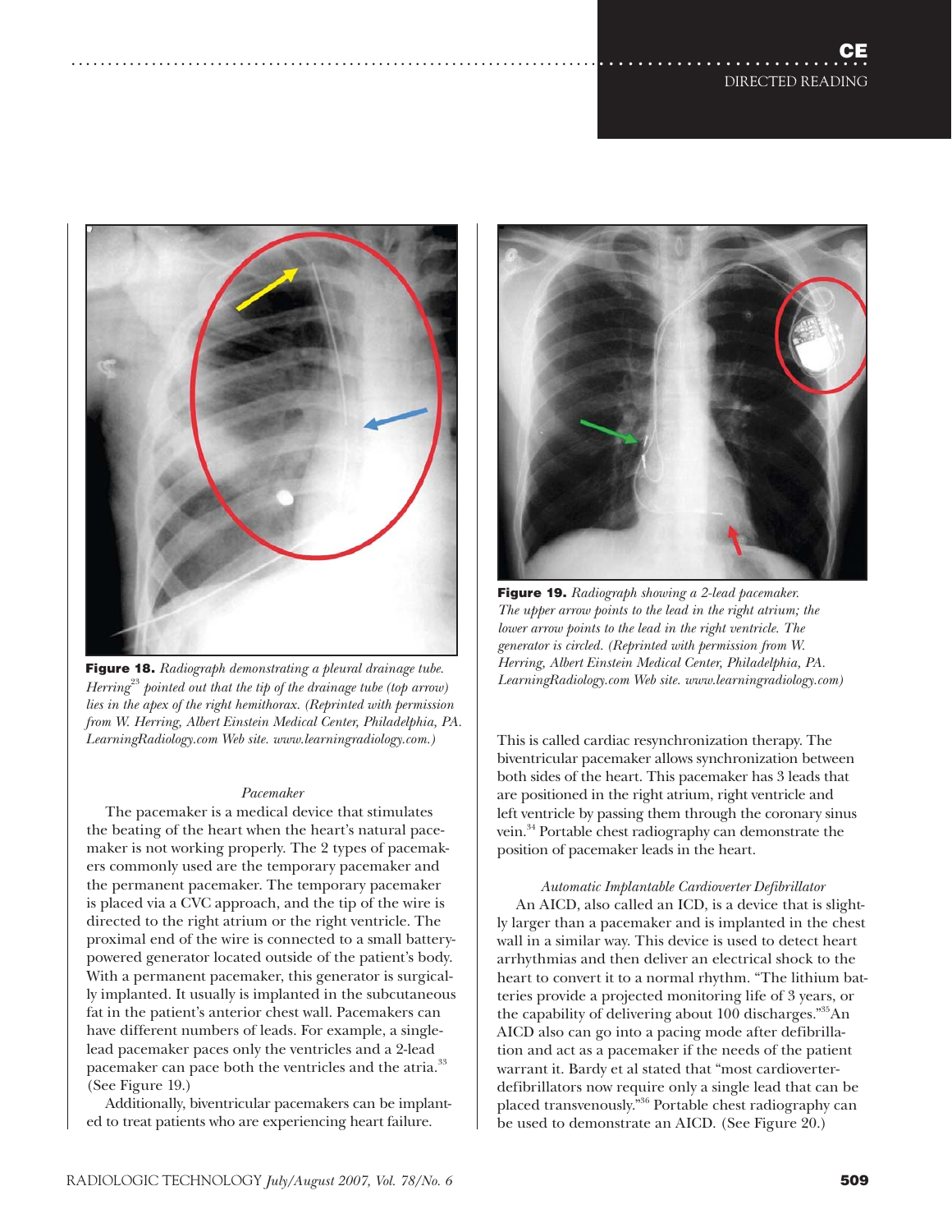Figure 18. *Radiograph demonstrating a pleural drainage tube. Herring*[23] *pointed out that the tip of the drainage tube (top arrow) lies in the apex of the right hemithorax. (Reprinted with permission from W. Herring, Albert Einstein Medical Center, Philadelphia, PA. LearningRadiology.com Web site. www.learningradiology.com.)*

### *Pacemaker*

The pacemaker is a medical device that stimulates the beating of the heart when the heart's natural pacemaker is not working properly. The 2 types of pacemakers commonly used are the temporary pacemaker and the permanent pacemaker. The temporary pacemaker is placed via a CVC approach, and the tip of the wire is directed to the right atrium or the right ventricle. The proximal end of the wire is connected to a small battery-powered generator located outside of the patient's body. With a permanent pacemaker, this generator is surgically implanted. It usually is implanted in the subcutaneous fat in the patient's anterior chest wall. Pacemakers can have different numbers of leads. For example, a single-lead pacemaker paces only the ventricles and a 2-lead pacemaker can pace both the ventricles and the atria.[33] (See Figure 19.)

Additionally, biventricular pacemakers can be implanted to treat patients who are experiencing heart failure. This is called cardiac resynchronization therapy. The biventricular pacemaker allows synchronization between both sides of the heart. This pacemaker has 3 leads that are positioned in the right atrium, right ventricle and left ventricle by passing them through the coronary sinus vein.[34] Portable chest radiography can demonstrate the position of pacemaker leads in the heart.

Figure 19. *Radiograph showing a 2-lead pacemaker. The upper arrow points to the lead in the right atrium; the lower arrow points to the lead in the right ventricle. The generator is circled. (Reprinted with permission from W. Herring, Albert Einstein Medical Center, Philadelphia, PA. LearningRadiology.com Web site. www.learningradiology.com)*

### *Automatic Implantable Cardioverter Defibrillator*

An AICD, also called an ICD, is a device that is slightly larger than a pacemaker and is implanted in the chest wall in a similar way. This device is used to detect heart arrhythmias and then deliver an electrical shock to the heart to convert it to a normal rhythm. "The lithium batteries provide a projected monitoring life of 3 years, or the capability of delivering about 100 discharges."[35] An AICD also can go into a pacing mode after defibrillation and act as a pacemaker if the needs of the patient warrant it. Bardy et al stated that "most cardioverter-defibrillators now require only a single lead that can be placed transvenously."[36] Portable chest radiography can be used to demonstrate an AICD. (See Figure 20.)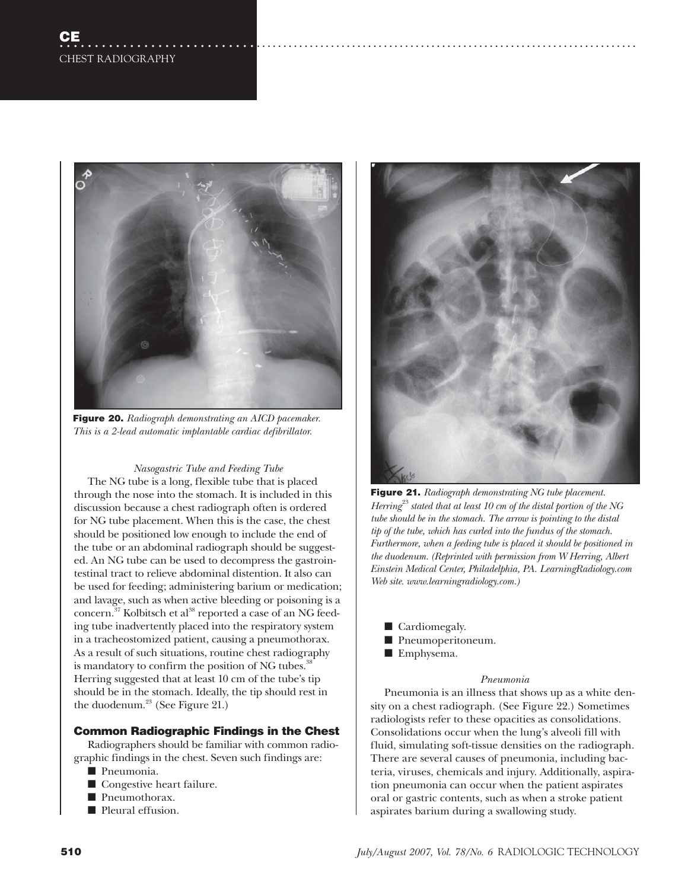**Figure 20.** *Radiograph demonstrating an AICD pacemaker. This is a 2-lead automatic implantable cardiac defibrillator.*

*Nasogastric Tube and Feeding Tube*

The NG tube is a long, flexible tube that is placed through the nose into the stomach. It is included in this discussion because a chest radiograph often is ordered for NG tube placement. When this is the case, the chest should be positioned low enough to include the end of the tube or an abdominal radiograph should be suggested. An NG tube can be used to decompress the gastrointestinal tract to relieve abdominal distention. It also can be used for feeding; administering barium or medication; and lavage, such as when active bleeding or poisoning is a concern.[37] Kolbitsch et al[38] reported a case of an NG feeding tube inadvertently placed into the respiratory system in a tracheostomized patient, causing a pneumothorax. As a result of such situations, routine chest radiography is mandatory to confirm the position of NG tubes.[38] Herring suggested that at least 10 cm of the tube's tip should be in the stomach. Ideally, the tip should rest in the duodenum.[23] (See Figure 21.)

**Figure 21.** *Radiograph demonstrating NG tube placement. Herring[23] stated that at least 10 cm of the distal portion of the NG tube should be in the stomach. The arrow is pointing to the distal tip of the tube, which has curled into the fundus of the stomach. Furthermore, when a feeding tube is placed it should be positioned in the duodenum. (Reprinted with permission from W Herring, Albert Einstein Medical Center, Philadelphia, PA. LearningRadiology.com Web site. www.learningradiology.com.)*

## Common Radiographic Findings in the Chest

Radiographers should be familiar with common radiographic findings in the chest. Seven such findings are:

- Pneumonia.
- Congestive heart failure.
- Pneumothorax.
- Pleural effusion.
- Cardiomegaly.
- Pneumoperitoneum.
- Emphysema.

*Pneumonia*

Pneumonia is an illness that shows up as a white density on a chest radiograph. (See Figure 22.) Sometimes radiologists refer to these opacities as consolidations. Consolidations occur when the lung's alveoli fill with fluid, simulating soft-tissue densities on the radiograph. There are several causes of pneumonia, including bacteria, viruses, chemicals and injury. Additionally, aspiration pneumonia can occur when the patient aspirates oral or gastric contents, such as when a stroke patient aspirates barium during a swallowing study.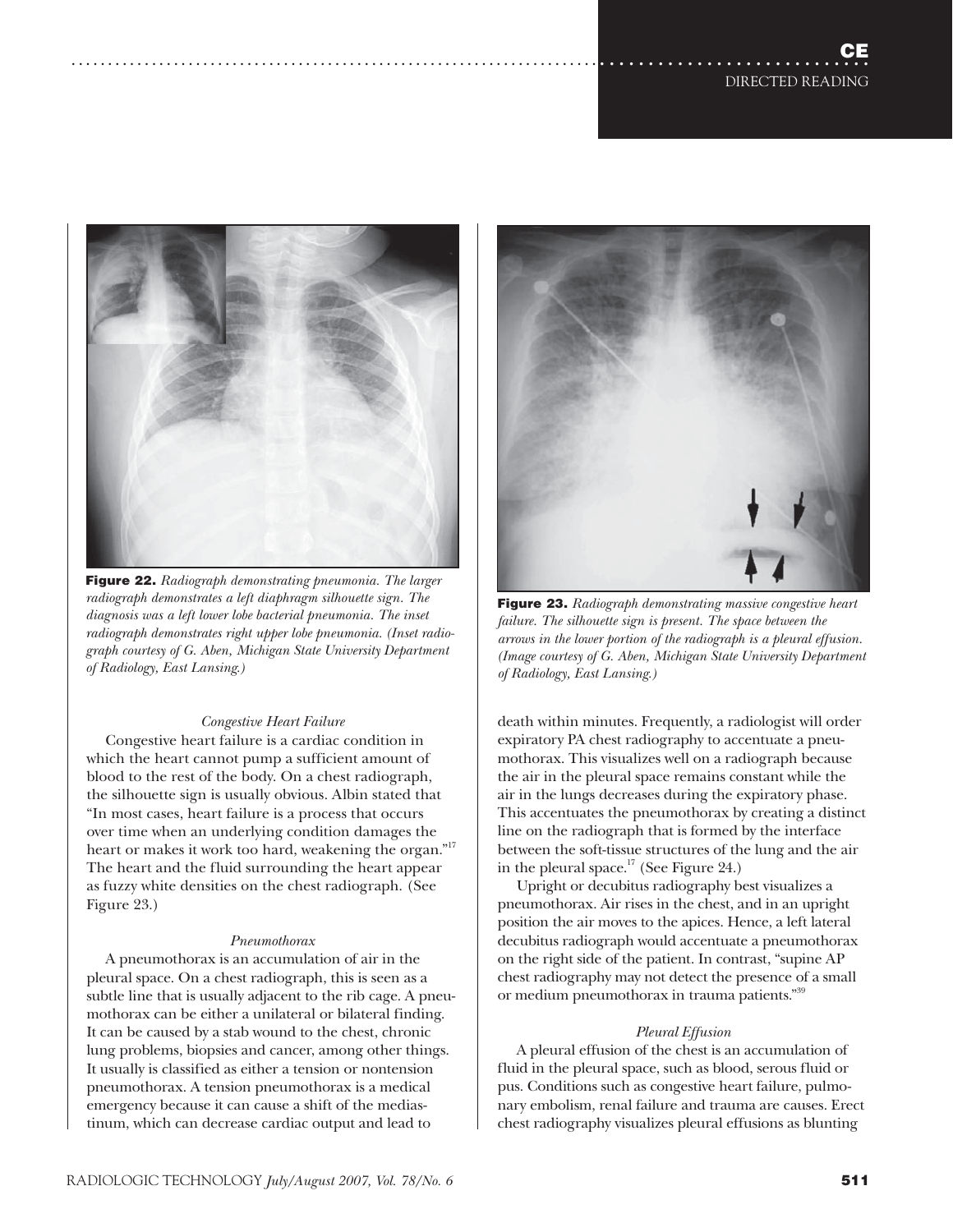**Figure 22.** *Radiograph demonstrating pneumonia. The larger radiograph demonstrates a left diaphragm silhouette sign. The diagnosis was a left lower lobe bacterial pneumonia. The inset radiograph demonstrates right upper lobe pneumonia. (Inset radiograph courtesy of G. Aben, Michigan State University Department of Radiology, East Lansing.)*

**Figure 23.** *Radiograph demonstrating massive congestive heart failure. The silhouette sign is present. The space between the arrows in the lower portion of the radiograph is a pleural effusion. (Image courtesy of G. Aben, Michigan State University Department of Radiology, East Lansing.)*

#### *Congestive Heart Failure*

Congestive heart failure is a cardiac condition in which the heart cannot pump a sufficient amount of blood to the rest of the body. On a chest radiograph, the silhouette sign is usually obvious. Albin stated that "In most cases, heart failure is a process that occurs over time when an underlying condition damages the heart or makes it work too hard, weakening the organ."[17] The heart and the fluid surrounding the heart appear as fuzzy white densities on the chest radiograph. (See Figure 23.)

#### *Pneumothorax*

A pneumothorax is an accumulation of air in the pleural space. On a chest radiograph, this is seen as a subtle line that is usually adjacent to the rib cage. A pneumothorax can be either a unilateral or bilateral finding. It can be caused by a stab wound to the chest, chronic lung problems, biopsies and cancer, among other things. It usually is classified as either a tension or nontension pneumothorax. A tension pneumothorax is a medical emergency because it can cause a shift of the mediastinum, which can decrease cardiac output and lead to death within minutes. Frequently, a radiologist will order expiratory PA chest radiography to accentuate a pneumothorax. This visualizes well on a radiograph because the air in the pleural space remains constant while the air in the lungs decreases during the expiratory phase. This accentuates the pneumothorax by creating a distinct line on the radiograph that is formed by the interface between the soft-tissue structures of the lung and the air in the pleural space.[17] (See Figure 24.)

Upright or decubitus radiography best visualizes a pneumothorax. Air rises in the chest, and in an upright position the air moves to the apices. Hence, a left lateral decubitus radiograph would accentuate a pneumothorax on the right side of the patient. In contrast, "supine AP chest radiography may not detect the presence of a small or medium pneumothorax in trauma patients."[39]

#### *Pleural Effusion*

A pleural effusion of the chest is an accumulation of fluid in the pleural space, such as blood, serous fluid or pus. Conditions such as congestive heart failure, pulmonary embolism, renal failure and trauma are causes. Erect chest radiography visualizes pleural effusions as blunting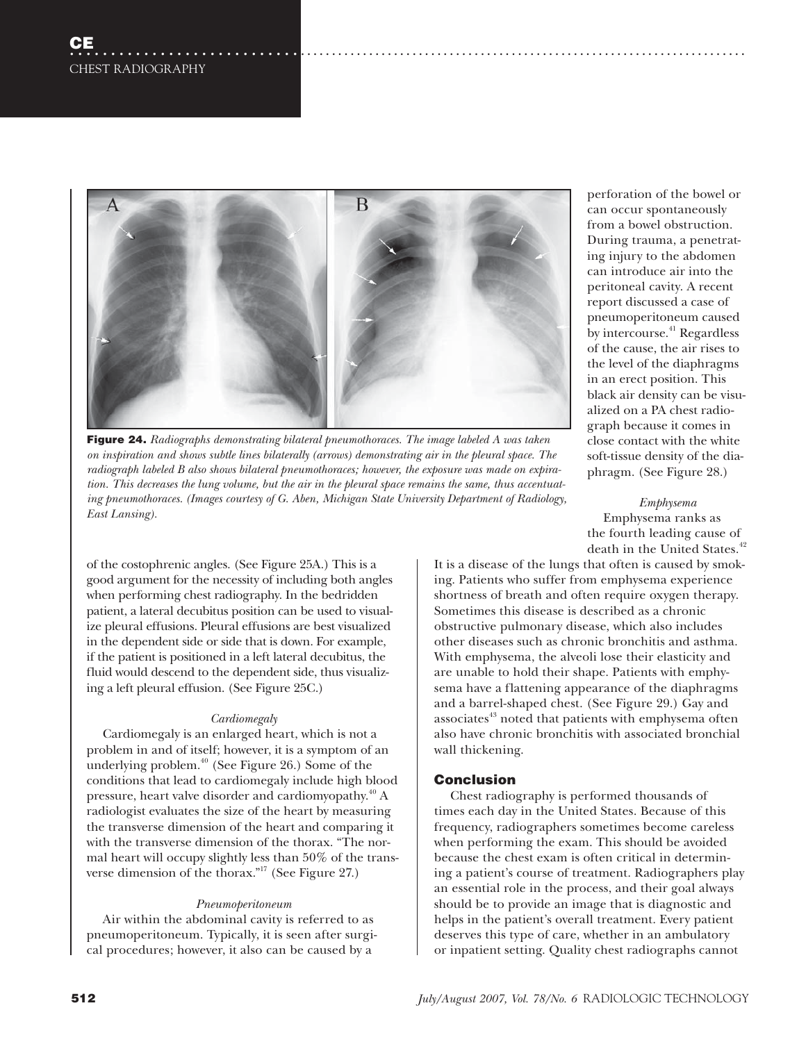**Figure 24.** *Radiographs demonstrating bilateral pneumothoraces. The image labeled A was taken on inspiration and shows subtle lines bilaterally (arrows) demonstrating air in the pleural space. The radiograph labeled B also shows bilateral pneumothoraces; however, the exposure was made on expiration. This decreases the lung volume, but the air in the pleural space remains the same, thus accentuating pneumothoraces. (Images courtesy of G. Aben, Michigan State University Department of Radiology, East Lansing).*

of the costophrenic angles. (See Figure 25A.) This is a good argument for the necessity of including both angles when performing chest radiography. In the bedridden patient, a lateral decubitus position can be used to visualize pleural effusions. Pleural effusions are best visualized in the dependent side or side that is down. For example, if the patient is positioned in a left lateral decubitus, the fluid would descend to the dependent side, thus visualizing a left pleural effusion. (See Figure 25C.)

*Cardiomegaly*

Cardiomegaly is an enlarged heart, which is not a problem in and of itself; however, it is a symptom of an underlying problem.[40] (See Figure 26.) Some of the conditions that lead to cardiomegaly include high blood pressure, heart valve disorder and cardiomyopathy.[40] A radiologist evaluates the size of the heart by measuring the transverse dimension of the heart and comparing it with the transverse dimension of the thorax. "The normal heart will occupy slightly less than 50% of the transverse dimension of the thorax."[17] (See Figure 27.)

*Pneumoperitoneum*

Air within the abdominal cavity is referred to as pneumoperitoneum. Typically, it is seen after surgical procedures; however, it also can be caused by a perforation of the bowel or can occur spontaneously from a bowel obstruction. During trauma, a penetrating injury to the abdomen can introduce air into the peritoneal cavity. A recent report discussed a case of pneumoperitoneum caused by intercourse.[41] Regardless of the cause, the air rises to the level of the diaphragms in an erect position. This black air density can be visualized on a PA chest radiograph because it comes in close contact with the white soft-tissue density of the diaphragm. (See Figure 28.)

*Emphysema*

Emphysema ranks as the fourth leading cause of death in the United States.[42] It is a disease of the lungs that often is caused by smoking. Patients who suffer from emphysema experience shortness of breath and often require oxygen therapy. Sometimes this disease is described as a chronic obstructive pulmonary disease, which also includes other diseases such as chronic bronchitis and asthma. With emphysema, the alveoli lose their elasticity and are unable to hold their shape. Patients with emphysema have a flattening appearance of the diaphragms and a barrel-shaped chest. (See Figure 29.) Gay and associates[43] noted that patients with emphysema often also have chronic bronchitis with associated bronchial wall thickening.

## Conclusion

Chest radiography is performed thousands of times each day in the United States. Because of this frequency, radiographers sometimes become careless when performing the exam. This should be avoided because the chest exam is often critical in determining a patient's course of treatment. Radiographers play an essential role in the process, and their goal always should be to provide an image that is diagnostic and helps in the patient's overall treatment. Every patient deserves this type of care, whether in an ambulatory or inpatient setting. Quality chest radiographs cannot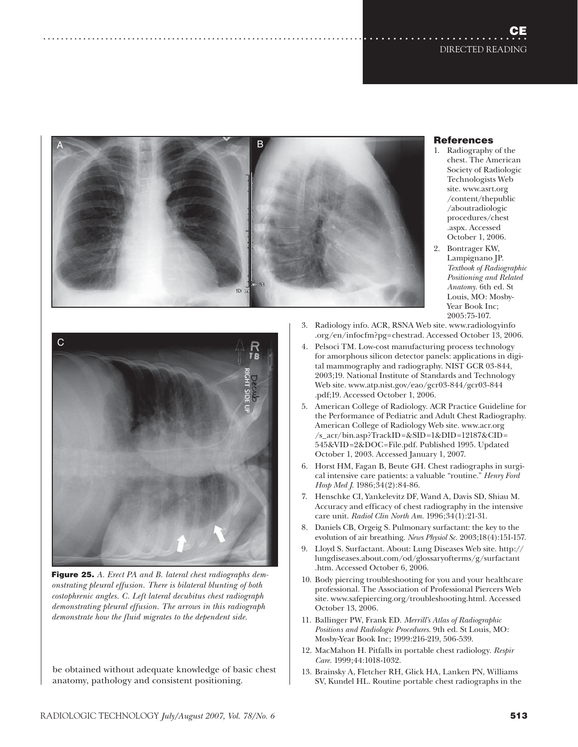**Figure 25.** *A. Erect PA and B. lateral chest radiographs demonstrating pleural effusion. There is bilateral blunting of both costophrenic angles. C. Left lateral decubitus chest radiograph demonstrating pleural effusion. The arrows in this radiograph demonstrate how the fluid migrates to the dependent side.*

be obtained without adequate knowledge of basic chest anatomy, pathology and consistent positioning.

## References

1. Radiography of the chest. The American Society of Radiologic Technologists Web site. www.asrt.org/content/thepublic/aboutradiologicprocedures/chest.aspx. Accessed October 1, 2006.
2. Bontrager KW, Lampignano JP. *Textbook of Radiographic Positioning and Related Anatomy*. 6th ed. St Louis, MO: Mosby-Year Book Inc; 2005:75-107.
3. Radiology info. ACR, RSNA Web site. www.radiologyinfo.org/en/infocfm?pg=chestrad. Accessed October 13, 2006.
4. Pelsoci TM. Low-cost manufacturing process technology for amorphous silicon detector panels: applications in digital mammography and radiography. NIST GCR 03-844, 2003;19. National Institute of Standards and Technology Web site. www.atp.nist.gov/eao/gcr03-844/gcr03-844.pdf;19. Accessed October 1, 2006.
5. American College of Radiology. ACR Practice Guideline for the Performance of Pediatric and Adult Chest Radiography. American College of Radiology Web site. www.acr.org/s_acr/bin.asp?TrackID=&SID=1&DID=12187&CID=545&VID=2&DOC=File.pdf. Published 1995. Updated October 1, 2003. Accessed January 1, 2007.
6. Horst HM, Fagan B, Beute GH. Chest radiographs in surgical intensive care patients: a valuable "routine." *Henry Ford Hosp Med J*. 1986;34(2):84-86.
7. Henschke CI, Yankelevitz DF, Wand A, Davis SD, Shiau M. Accuracy and efficacy of chest radiography in the intensive care unit. *Radiol Clin North Am*. 1996;34(1):21-31.
8. Daniels CB, Orgeig S. Pulmonary surfactant: the key to the evolution of air breathing. *News Physiol Sc*. 2003;18(4):151-157.
9. Lloyd S. Surfactant. About: Lung Diseases Web site. http://lungdiseases.about.com/od/glossaryofterms/g/surfactant.htm. Accessed October 6, 2006.
10. Body piercing troubleshooting for you and your healthcare professional. The Association of Professional Piercers Web site. www.safepiercing.org/troubleshooting.html. Accessed October 13, 2006.
11. Ballinger PW, Frank ED. *Merrill's Atlas of Radiographic Positions and Radiologic Procedures*. 9th ed. St Louis, MO: Mosby-Year Book Inc; 1999:216-219, 506-539.
12. MacMahon H. Pitfalls in portable chest radiology. *Respir Care*. 1999;44:1018-1032.
13. Brainsky A, Fletcher RH, Glick HA, Lanken PN, Williams SV, Kundel HL. Routine portable chest radiographs in the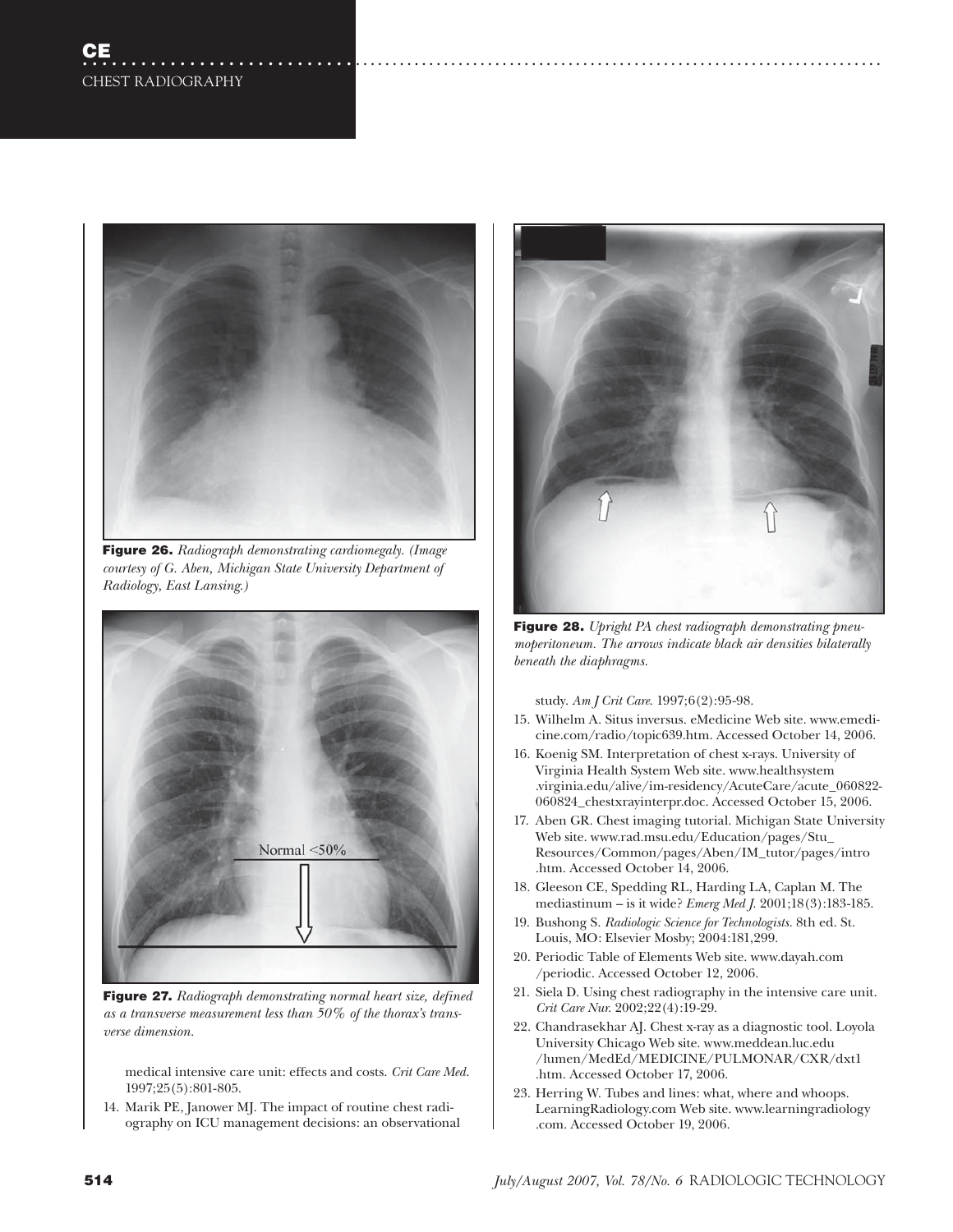**Figure 26.** *Radiograph demonstrating cardiomegaly. (Image courtesy of G. Aben, Michigan State University Department of Radiology, East Lansing.)*

Normal <50%

**Figure 27.** *Radiograph demonstrating normal heart size, defined as a transverse measurement less than 50% of the thorax's transverse dimension.*

medical intensive care unit: effects and costs. *Crit Care Med.* 1997;25(5):801-805.

14. Marik PE, Janower MJ. The impact of routine chest radiography on ICU management decisions: an observational study. *Am J Crit Care.* 1997;6(2):95-98.

**Figure 28.** *Upright PA chest radiograph demonstrating pneumoperitoneum. The arrows indicate black air densities bilaterally beneath the diaphragms.*

15. Wilhelm A. Situs inversus. eMedicine Web site. www.emedicine.com/radio/topic639.htm. Accessed October 14, 2006.
16. Koenig SM. Interpretation of chest x-rays. University of Virginia Health System Web site. www.healthsystem.virginia.edu/alive/im-residency/AcuteCare/acute_060822-060824_chestxrayinterpr.doc. Accessed October 15, 2006.
17. Aben GR. Chest imaging tutorial. Michigan State University Web site. www.rad.msu.edu/Education/pages/Stu_Resources/Common/pages/Aben/IM_tutor/pages/intro.htm. Accessed October 14, 2006.
18. Gleeson CE, Spedding RL, Harding LA, Caplan M. The mediastinum – is it wide? *Emerg Med J.* 2001;18(3):183-185.
19. Bushong S. *Radiologic Science for Technologists.* 8th ed. St. Louis, MO: Elsevier Mosby; 2004:181,299.
20. Periodic Table of Elements Web site. www.dayah.com/periodic. Accessed October 12, 2006.
21. Siela D. Using chest radiography in the intensive care unit. *Crit Care Nur.* 2002;22(4):19-29.
22. Chandrasekhar AJ. Chest x-ray as a diagnostic tool. Loyola University Chicago Web site. www.meddean.luc.edu/lumen/MedEd/MEDICINE/PULMONAR/CXR/dxt1.htm. Accessed October 17, 2006.
23. Herring W. Tubes and lines: what, where and whoops. LearningRadiology.com Web site. www.learningradiology.com. Accessed October 19, 2006.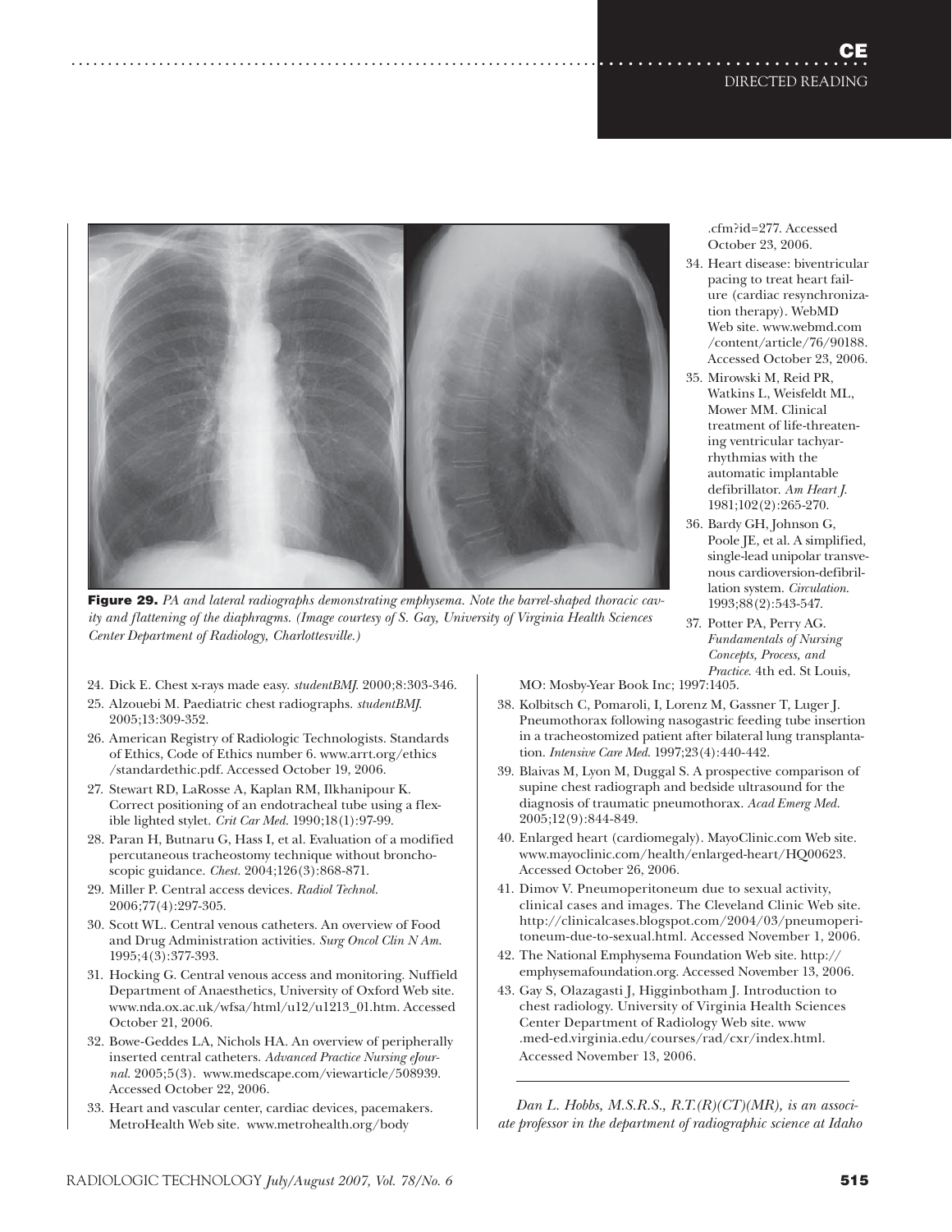**Figure 29.** *PA and lateral radiographs demonstrating emphysema. Note the barrel-shaped thoracic cavity and flattening of the diaphragms. (Image courtesy of S. Gay, University of Virginia Health Sciences Center Department of Radiology, Charlottesville.)*

24. Dick E. Chest x-rays made easy. *studentBMJ.* 2000;8:303-346.
25. Alzouebi M. Paediatric chest radiographs. *studentBMJ.* 2005;13:309-352.
26. American Registry of Radiologic Technologists. Standards of Ethics, Code of Ethics number 6. www.arrt.org/ethics/standardethic.pdf. Accessed October 19, 2006.
27. Stewart RD, LaRosse A, Kaplan RM, Ilkhanipour K. Correct positioning of an endotracheal tube using a flexible lighted stylet. *Crit Car Med.* 1990;18(1):97-99.
28. Paran H, Butnaru G, Hass I, et al. Evaluation of a modified percutaneous tracheostomy technique without bronchoscopic guidance. *Chest.* 2004;126(3):868-871.
29. Miller P. Central access devices. *Radiol Technol.* 2006;77(4):297-305.
30. Scott WL. Central venous catheters. An overview of Food and Drug Administration activities. *Surg Oncol Clin N Am.* 1995;4(3):377-393.
31. Hocking G. Central venous access and monitoring. Nuffield Department of Anaesthetics, University of Oxford Web site. www.nda.ox.ac.uk/wfsa/html/u12/u1213_01.htm. Accessed October 21, 2006.
32. Bowe-Geddes LA, Nichols HA. An overview of peripherally inserted central catheters. *Advanced Practice Nursing eJournal.* 2005;5(3). www.medscape.com/viewarticle/508939. Accessed October 22, 2006.
33. Heart and vascular center, cardiac devices, pacemakers. MetroHealth Web site. www.metrohealth.org/body.cfm?id=277. Accessed October 23, 2006.
34. Heart disease: biventricular pacing to treat heart failure (cardiac resynchronization therapy). WebMD Web site. www.webmd.com/content/article/76/90188. Accessed October 23, 2006.
35. Mirowski M, Reid PR, Watkins L, Weisfeldt ML, Mower MM. Clinical treatment of life-threatening ventricular tachyarrhythmias with the automatic implantable defibrillator. *Am Heart J.* 1981;102(2):265-270.
36. Bardy GH, Johnson G, Poole JE, et al. A simplified, single-lead unipolar transvenous cardioversion-defibrillation system. *Circulation.* 1993;88(2):543-547.
37. Potter PA, Perry AG. *Fundamentals of Nursing Concepts, Process, and Practice.* 4th ed. St Louis, MO: Mosby-Year Book Inc; 1997:1405.
38. Kolbitsch C, Pomaroli, I, Lorenz M, Gassner T, Luger J. Pneumothorax following nasogastric feeding tube insertion in a tracheostomized patient after bilateral lung transplantation. *Intensive Care Med.* 1997;23(4):440-442.
39. Blaivas M, Lyon M, Duggal S. A prospective comparison of supine chest radiograph and bedside ultrasound for the diagnosis of traumatic pneumothorax. *Acad Emerg Med.* 2005;12(9):844-849.
40. Enlarged heart (cardiomegaly). MayoClinic.com Web site. www.mayoclinic.com/health/enlarged-heart/HQ00623. Accessed October 26, 2006.
41. Dimov V. Pneumoperitoneum due to sexual activity, clinical cases and images. The Cleveland Clinic Web site. http://clinicalcases.blogspot.com/2004/03/pneumoperitoneum-due-to-sexual.html. Accessed November 1, 2006.
42. The National Emphysema Foundation Web site. http://emphysemafoundation.org. Accessed November 13, 2006.
43. Gay S, Olazagasti J, Higginbotham J. Introduction to chest radiology. University of Virginia Health Sciences Center Department of Radiology Web site. www.med-ed.virginia.edu/courses/rad/cxr/index.html. Accessed November 13, 2006.

---

*Dan L. Hobbs, M.S.R.S., R.T.(R)(CT)(MR), is an associate professor in the department of radiographic science at Idaho*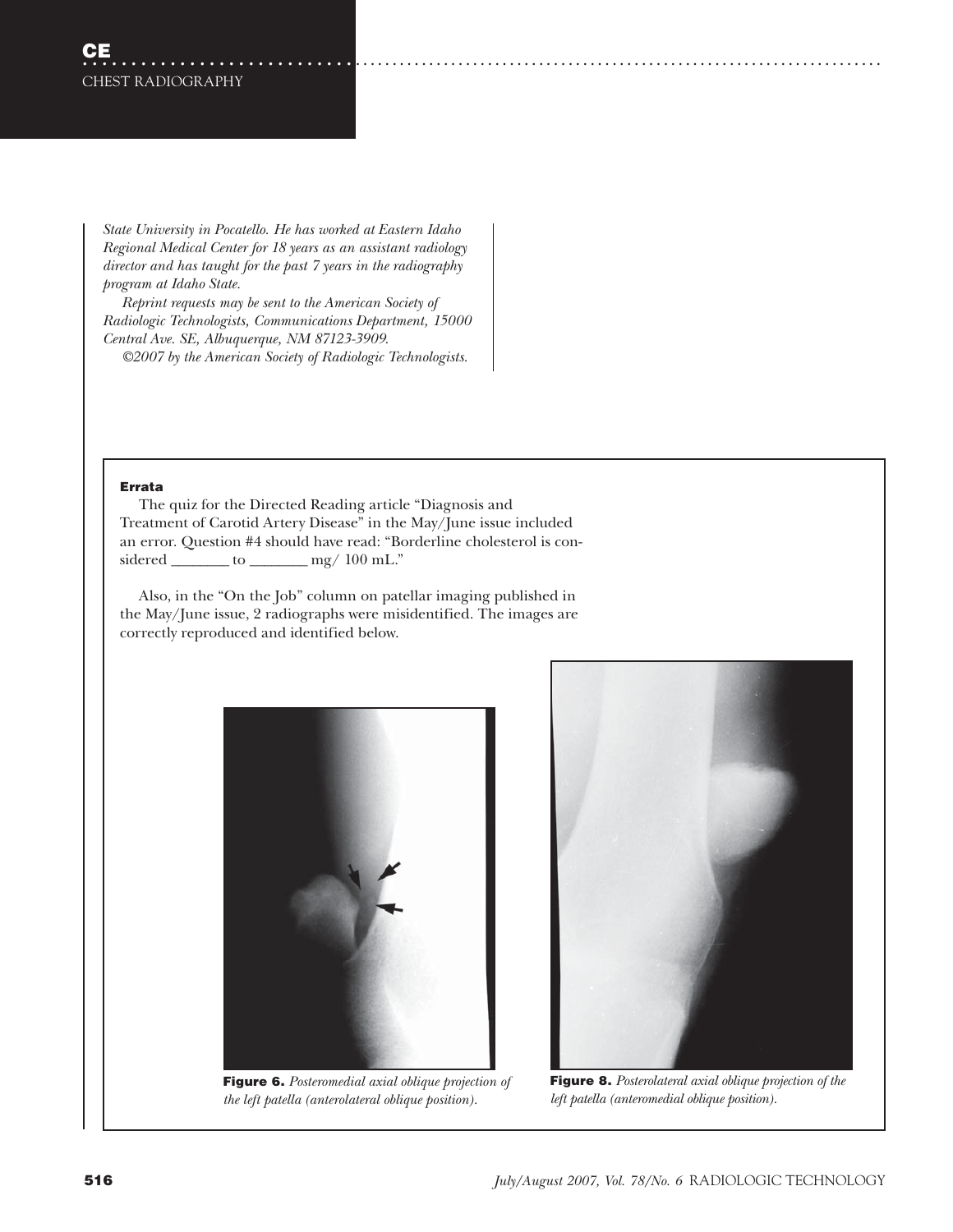*State University in Pocatello. He has worked at Eastern Idaho Regional Medical Center for 18 years as an assistant radiology director and has taught for the past 7 years in the radiography program at Idaho State.*

*Reprint requests may be sent to the American Society of Radiologic Technologists, Communications Department, 15000 Central Ave. SE, Albuquerque, NM 87123-3909.*

*©2007 by the American Society of Radiologic Technologists.*

**Errata**

The quiz for the Directed Reading article "Diagnosis and Treatment of Carotid Artery Disease" in the May/June issue included an error. Question #4 should have read: "Borderline cholesterol is considered ________ to ________ mg/ 100 mL."

Also, in the "On the Job" column on patellar imaging published in the May/June issue, 2 radiographs were misidentified. The images are correctly reproduced and identified below.

**Figure 6.** *Posteromedial axial oblique projection of the left patella (anterolateral oblique position).*

**Figure 8.** *Posterolateral axial oblique projection of the left patella (anteromedial oblique position).*